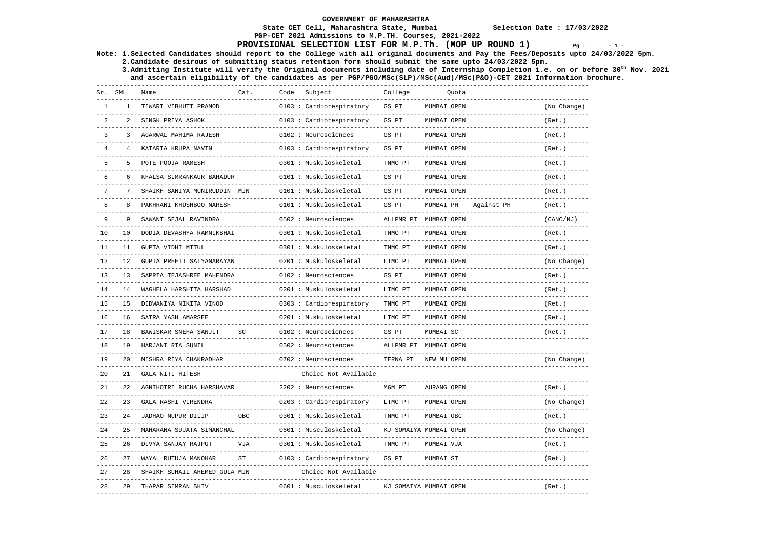# GOVERNMENT OF MAHARASHTRA

**State CET Cell, Maharashtra State, Mumbai** — **Selection Date : 17/03/2022**

**PGP-CET 2021 Admissions to M.P.TH. Courses, 2021-2022**

## PROVISIONAL SELECTION LIST FOR M.P.Th. (MOP UP ROUND 1)

**Note: 1.Selected Candidates should report to the College with all original documents and Pay the Fees/Deposits upto 24/03/2022 5pm.**
**2.Candidate desirous of submitting status retention form should submit the same upto 24/03/2022 5pm.**
**3.Admitting Institute will verify the Original documents including date of Internship Completion i.e. on or before 30th Nov. 2021 and ascertain eligibility of the candidates as per PGP/PGO/MSc(SLP)/MSc(Aud)/MSc(P&O)-CET 2021 Information brochure.**

| Sr. | SML | Name | Cat. | Code Subject | College | Quota | | |
|---|---|---|---|---|---|---|---|---|
| 1 | 1 | TIWARI VIBHUTI PRAMOD | | 0103 : Cardiorespiratory | GS PT | MUMBAI OPEN | | (No Change) |
| 2 | 2 | SINGH PRIYA ASHOK | | 0103 : Cardiorespiratory | GS PT | MUMBAI OPEN | | (Ret.) |
| 3 | 3 | AGARWAL MAHIMA RAJESH | | 0102 : Neurosciences | GS PT | MUMBAI OPEN | | (Ret.) |
| 4 | 4 | KATARIA KRUPA NAVIN | | 0103 : Cardiorespiratory | GS PT | MUMBAI OPEN | | (Ret.) |
| 5 | 5 | POTE POOJA RAMESH | | 0301 : Muskuloskeletal | TNMC PT | MUMBAI OPEN | | (Ret.) |
| 6 | 6 | KHALSA SIMRANKAUR BAHADUR | | 0101 : Muskuloskeletal | GS PT | MUMBAI OPEN | | (Ret.) |
| 7 | 7 | SHAIKH SANIYA MUNIRUDDIN | MIN | 0101 : Muskuloskeletal | GS PT | MUMBAI OPEN | | (Ret.) |
| 8 | 8 | PAKHRANI KHUSHBOO NARESH | | 0101 : Muskuloskeletal | GS PT | MUMBAI PH | Against PH | (Ret.) |
| 9 | 9 | SAWANT SEJAL RAVINDRA | | 0502 : Neurosciences | ALLPMR PT | MUMBAI OPEN | | (CANC/NJ) |
| 10 | 10 | DODIA DEVASHYA RAMNIKBHAI | | 0301 : Muskuloskeletal | TNMC PT | MUMBAI OPEN | | (Ret.) |
| 11 | 11 | GUPTA VIDHI MITUL | | 0301 : Muskuloskeletal | TNMC PT | MUMBAI OPEN | | (Ret.) |
| 12 | 12 | GUPTA PREETI SATYANARAYAN | | 0201 : Muskuloskeletal | LTMC PT | MUMBAI OPEN | | (No Change) |
| 13 | 13 | SAPRIA TEJASHREE MAHENDRA | | 0102 : Neurosciences | GS PT | MUMBAI OPEN | | (Ret.) |
| 14 | 14 | WAGHELA HARSHITA HARSHAD | | 0201 : Muskuloskeletal | LTMC PT | MUMBAI OPEN | | (Ret.) |
| 15 | 15 | DIDWANIYA NIKITA VINOD | | 0303 : Cardiorespiratory | TNMC PT | MUMBAI OPEN | | (Ret.) |
| 16 | 16 | SATRA YASH AMARSEE | | 0201 : Muskuloskeletal | LTMC PT | MUMBAI OPEN | | (Ret.) |
| 17 | 18 | BAWISKAR SNEHA SANJIT | SC | 0102 : Neurosciences | GS PT | MUMBAI SC | | (Ret.) |
| 18 | 19 | HARJANI RIA SUNIL | | 0502 : Neurosciences | ALLPMR PT | MUMBAI OPEN | | |
| 19 | 20 | MISHRA RIYA CHAKRADHAR | | 0702 : Neurosciences | TERNA PT | NEW MU OPEN | | (No Change) |
| 20 | 21 | GALA NITI HITESH | | Choice Not Available | | | | |
| 21 | 22 | AGNIHOTRI RUCHA HARSHAVAR | | 2202 : Neurosciences | MGM PT | AURANG OPEN | | (Ret.) |
| 22 | 23 | GALA RASHI VIRENDRA | | 0203 : Cardiorespiratory | LTMC PT | MUMBAI OPEN | | (No Change) |
| 23 | 24 | JADHAO NUPUR DILIP | OBC | 0301 : Muskuloskeletal | TNMC PT | MUMBAI OBC | | (Ret.) |
| 24 | 25 | MAHARANA SUJATA SIMANCHAL | | 0601 : Musculoskeletal | KJ SOMAIYA | MUMBAI OPEN | | (No Change) |
| 25 | 26 | DIVYA SANJAY RAJPUT | VJA | 0301 : Muskuloskeletal | TNMC PT | MUMBAI VJA | | (Ret.) |
| 26 | 27 | WAYAL RUTUJA MANOHAR | ST | 0103 : Cardiorespiratory | GS PT | MUMBAI ST | | (Ret.) |
| 27 | 28 | SHAIKH SUHAIL AHEMED GULA | MIN | Choice Not Available | | | | |
| 28 | 29 | THAPAR SIMRAN SHIV | | 0601 : Musculoskeletal | KJ SOMAIYA | MUMBAI OPEN | | (Ret.) |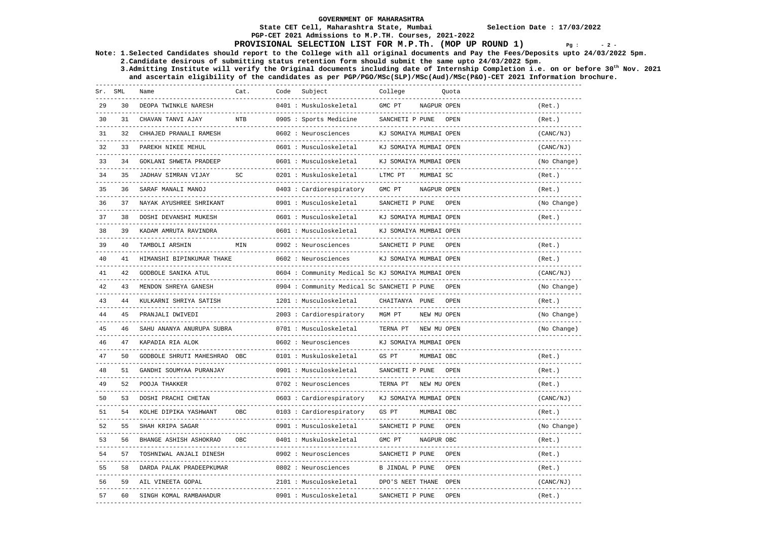**GOVERNMENT OF MAHARASHTRA**

**State CET Cell, Maharashtra State, Mumbai** **Selection Date : 17/03/2022**

**PGP-CET 2021 Admissions to M.P.TH. Courses, 2021-2022**

## PROVISIONAL SELECTION LIST FOR M.P.Th. (MOP UP ROUND 1)

**Note: 1.Selected Candidates should report to the College with all original documents and Pay the Fees/Deposits upto 24/03/2022 5pm.**

**2.Candidate desirous of submitting status retention form should submit the same upto 24/03/2022 5pm.**

**3.Admitting Institute will verify the Original documents including date of Internship Completion i.e. on or before 30th Nov. 2021 and ascertain eligibility of the candidates as per PGP/PGO/MSc(SLP)/MSc(Aud)/MSc(P&O)-CET 2021 Information brochure.**

| Sr. | SML | Name | Cat. | Code | Subject | College | Quota | |
|---|---|---|---|---|---|---|---|---|
| 29 | 30 | DEOPA TWINKLE NARESH | | 0401 | Muskuloskeletal | GMC PT NAGPUR | OPEN | (Ret.) |
| 30 | 31 | CHAVAN TANVI AJAY | NTB | 0905 | Sports Medicine | SANCHETI P PUNE | OPEN | (Ret.) |
| 31 | 32 | CHHAJED PRANALI RAMESH | | 0602 | Neurosciences | KJ SOMAIYA MUMBAI | OPEN | (CANC/NJ) |
| 32 | 33 | PAREKH NIKEE MEHUL | | 0601 | Musculoskeletal | KJ SOMAIYA MUMBAI | OPEN | (CANC/NJ) |
| 33 | 34 | GOKLANI SHWETA PRADEEP | | 0601 | Musculoskeletal | KJ SOMAIYA MUMBAI | OPEN | (No Change) |
| 34 | 35 | JADHAV SIMRAN VIJAY | SC | 0201 | Muskuloskeletal | LTMC PT MUMBAI | SC | (Ret.) |
| 35 | 36 | SARAF MANALI MANOJ | | 0403 | Cardiorespiratory | GMC PT NAGPUR | OPEN | (Ret.) |
| 36 | 37 | NAYAK AYUSHREE SHRIKANT | | 0901 | Musculoskeletal | SANCHETI P PUNE | OPEN | (No Change) |
| 37 | 38 | DOSHI DEVANSHI MUKESH | | 0601 | Musculoskeletal | KJ SOMAIYA MUMBAI | OPEN | (Ret.) |
| 38 | 39 | KADAM AMRUTA RAVINDRA | | 0601 | Musculoskeletal | KJ SOMAIYA MUMBAI | OPEN | |
| 39 | 40 | TAMBOLI ARSHIN | MIN | 0902 | Neurosciences | SANCHETI P PUNE | OPEN | (Ret.) |
| 40 | 41 | HIMANSHI BIPINKUMAR THAKE | | 0602 | Neurosciences | KJ SOMAIYA MUMBAI | OPEN | (Ret.) |
| 41 | 42 | GODBOLE SANIKA ATUL | | 0604 | Community Medical Sc | KJ SOMAIYA MUMBAI | OPEN | (CANC/NJ) |
| 42 | 43 | MENDON SHREYA GANESH | | 0904 | Community Medical Sc | SANCHETI P PUNE | OPEN | (No Change) |
| 43 | 44 | KULKARNI SHRIYA SATISH | | 1201 | Musculoskeletal | CHAITANYA PUNE | OPEN | (Ret.) |
| 44 | 45 | PRANJALI DWIVEDI | | 2003 | Cardiorespiratory | MGM PT NEW MU | OPEN | (No Change) |
| 45 | 46 | SAHU ANANYA ANURUPA SUBRA | | 0701 | Musculoskeletal | TERNA PT NEW MU | OPEN | (No Change) |
| 46 | 47 | KAPADIA RIA ALOK | | 0602 | Neurosciences | KJ SOMAIYA MUMBAI | OPEN | |
| 47 | 50 | GODBOLE SHRUTI MAHESHRAO | OBC | 0101 | Muskuloskeletal | GS PT MUMBAI | OBC | (Ret.) |
| 48 | 51 | GANDHI SOUMYAA PURANJAY | | 0901 | Musculoskeletal | SANCHETI P PUNE | OPEN | (Ret.) |
| 49 | 52 | POOJA THAKKER | | 0702 | Neurosciences | TERNA PT NEW MU | OPEN | (Ret.) |
| 50 | 53 | DOSHI PRACHI CHETAN | | 0603 | Cardiorespiratory | KJ SOMAIYA MUMBAI | OPEN | (CANC/NJ) |
| 51 | 54 | KOLHE DIPIKA YASHWANT | OBC | 0103 | Cardiorespiratory | GS PT MUMBAI | OBC | (Ret.) |
| 52 | 55 | SHAH KRIPA SAGAR | | 0901 | Musculoskeletal | SANCHETI P PUNE | OPEN | (No Change) |
| 53 | 56 | BHANGE ASHISH ASHOKRAO | OBC | 0401 | Muskuloskeletal | GMC PT NAGPUR | OBC | (Ret.) |
| 54 | 57 | TOSHNIWAL ANJALI DINESH | | 0902 | Neurosciences | SANCHETI P PUNE | OPEN | (Ret.) |
| 55 | 58 | DARDA PALAK PRADEEPKUMAR | | 0802 | Neurosciences | B JINDAL P PUNE | OPEN | (Ret.) |
| 56 | 59 | AIL VINEETA GOPAL | | 2101 | Musculoskeletal | DPO'S NEET THANE | OPEN | (CANC/NJ) |
| 57 | 60 | SINGH KOMAL RAMBAHADUR | | 0901 | Musculoskeletal | SANCHETI P PUNE | OPEN | (Ret.) |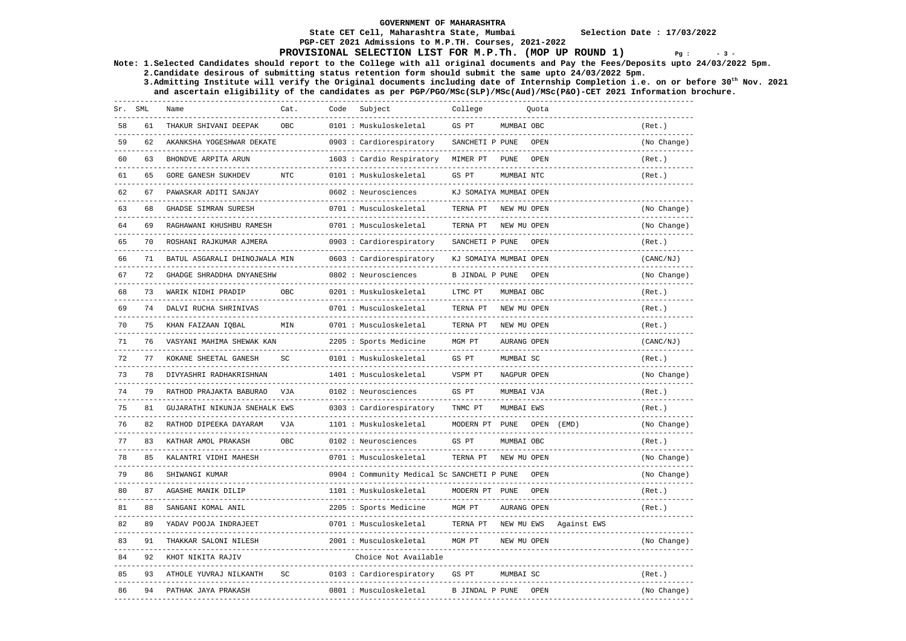**GOVERNMENT OF MAHARASHTRA**

**State CET Cell, Maharashtra State, Mumbai** &nbsp;&nbsp;&nbsp; **Selection Date : 17/03/2022**

**PGP-CET 2021 Admissions to M.P.TH. Courses, 2021-2022**

## PROVISIONAL SELECTION LIST FOR M.P.Th. (MOP UP ROUND 1)

**Note: 1.Selected Candidates should report to the College with all original documents and Pay the Fees/Deposits upto 24/03/2022 5pm.**

**2.Candidate desirous of submitting status retention form should submit the same upto 24/03/2022 5pm.**

**3.Admitting Institute will verify the Original documents including date of Internship Completion i.e. on or before 30th Nov. 2021 and ascertain eligibility of the candidates as per PGP/PGO/MSc(SLP)/MSc(Aud)/MSc(P&O)-CET 2021 Information brochure.**

| Sr. | SML | Name | Cat. | Code Subject | College | Quota | |
|---|---|---|---|---|---|---|---|
| 58 | 61 | THAKUR SHIVANI DEEPAK | OBC | 0101 : Muskuloskeletal | GS PT MUMBAI | OBC | (Ret.) |
| 59 | 62 | AKANKSHA YOGESHWAR DEKATE | | 0903 : Cardiorespiratory | SANCHETI P PUNE | OPEN | (No Change) |
| 60 | 63 | BHONDVE ARPITA ARUN | | 1603 : Cardio Respiratory | MIMER PT PUNE | OPEN | (Ret.) |
| 61 | 65 | GORE GANESH SUKHDEV | NTC | 0101 : Muskuloskeletal | GS PT MUMBAI | NTC | (Ret.) |
| 62 | 67 | PAWASKAR ADITI SANJAY | | 0602 : Neurosciences | KJ SOMAIYA MUMBAI | OPEN | |
| 63 | 68 | GHADSE SIMRAN SURESH | | 0701 : Musculoskeletal | TERNA PT NEW MU | OPEN | (No Change) |
| 64 | 69 | RAGHAWANI KHUSHBU RAMESH | | 0701 : Musculoskeletal | TERNA PT NEW MU | OPEN | (No Change) |
| 65 | 70 | ROSHANI RAJKUMAR AJMERA | | 0903 : Cardiorespiratory | SANCHETI P PUNE | OPEN | (Ret.) |
| 66 | 71 | BATUL ASGARALI DHINOJWALA | MIN | 0603 : Cardiorespiratory | KJ SOMAIYA MUMBAI | OPEN | (CANC/NJ) |
| 67 | 72 | GHADGE SHRADDHA DNYANESHW | | 0802 : Neurosciences | B JINDAL P PUNE | OPEN | (No Change) |
| 68 | 73 | WARIK NIDHI PRADIP | OBC | 0201 : Muskuloskeletal | LTMC PT MUMBAI | OBC | (Ret.) |
| 69 | 74 | DALVI RUCHA SHRINIVAS | | 0701 : Musculoskeletal | TERNA PT NEW MU | OPEN | (Ret.) |
| 70 | 75 | KHAN FAIZAAN IQBAL | MIN | 0701 : Musculoskeletal | TERNA PT NEW MU | OPEN | (Ret.) |
| 71 | 76 | VASYANI MAHIMA SHEWAK KAN | | 2205 : Sports Medicine | MGM PT AURANG | OPEN | (CANC/NJ) |
| 72 | 77 | KOKANE SHEETAL GANESH | SC | 0101 : Muskuloskeletal | GS PT MUMBAI | SC | (Ret.) |
| 73 | 78 | DIVYASHRI RADHAKRISHNAN | | 1401 : Musculoskeletal | VSPM PT NAGPUR | OPEN | (No Change) |
| 74 | 79 | RATHOD PRAJAKTA BABURAO | VJA | 0102 : Neurosciences | GS PT MUMBAI | VJA | (Ret.) |
| 75 | 81 | GUJARATHI NIKUNJA SNEHALK | EWS | 0303 : Cardiorespiratory | TNMC PT MUMBAI | EWS | (Ret.) |
| 76 | 82 | RATHOD DIPEEKA DAYARAM | VJA | 1101 : Muskuloskeletal | MODERN PT PUNE | OPEN (EMD) | (No Change) |
| 77 | 83 | KATHAR AMOL PRAKASH | OBC | 0102 : Neurosciences | GS PT MUMBAI | OBC | (Ret.) |
| 78 | 85 | KALANTRI VIDHI MAHESH | | 0701 : Musculoskeletal | TERNA PT NEW MU | OPEN | (No Change) |
| 79 | 86 | SHIWANGI KUMAR | | 0904 : Community Medical Sc | SANCHETI P PUNE | OPEN | (No Change) |
| 80 | 87 | AGASHE MANIK DILIP | | 1101 : Muskuloskeletal | MODERN PT PUNE | OPEN | (Ret.) |
| 81 | 88 | SANGANI KOMAL ANIL | | 2205 : Sports Medicine | MGM PT AURANG | OPEN | (Ret.) |
| 82 | 89 | YADAV POOJA INDRAJEET | | 0701 : Musculoskeletal | TERNA PT NEW MU | EWS Against EWS | |
| 83 | 91 | THAKKAR SALONI NILESH | | 2001 : Musculoskeletal | MGM PT NEW MU | OPEN | (No Change) |
| 84 | 92 | KHOT NIKITA RAJIV | | Choice Not Available | | | |
| 85 | 93 | ATHOLE YUVRAJ NILKANTH | SC | 0103 : Cardiorespiratory | GS PT MUMBAI | SC | (Ret.) |
| 86 | 94 | PATHAK JAYA PRAKASH | | 0801 : Musculoskeletal | B JINDAL P PUNE | OPEN | (No Change) |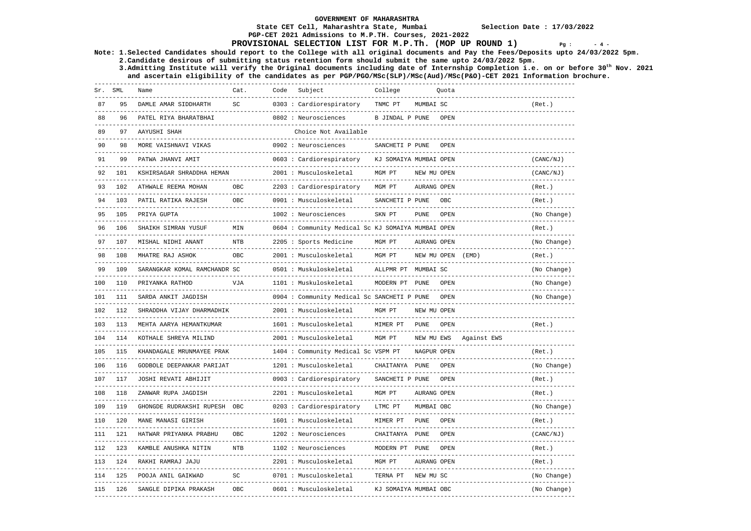**GOVERNMENT OF MAHARASHTRA**

**State CET Cell, Maharashtra State, Mumbai** **Selection Date : 17/03/2022**

**PGP-CET 2021 Admissions to M.P.TH. Courses, 2021-2022**

## PROVISIONAL SELECTION LIST FOR M.P.Th. (MOP UP ROUND 1)

**Note: 1.Selected Candidates should report to the College with all original documents and Pay the Fees/Deposits upto 24/03/2022 5pm.**

**2.Candidate desirous of submitting status retention form should submit the same upto 24/03/2022 5pm.**

**3.Admitting Institute will verify the Original documents including date of Internship Completion i.e. on or before 30th Nov. 2021 and ascertain eligibility of the candidates as per PGP/PGO/MSc(SLP)/MSc(Aud)/MSc(P&O)-CET 2021 Information brochure.**

| Sr. | SML | Name | Cat. | Code | Subject | College | Quota | | Remark |
|---|---|---|---|---|---|---|---|---|---|
| 87 | 95 | DAMLE AMAR SIDDHARTH | SC | 0303 | Cardiorespiratory | TNMC PT MUMBAI | SC | | (Ret.) |
| 88 | 96 | PATEL RIYA BHARATBHAI | | 0802 | Neurosciences | B JINDAL P PUNE | OPEN | | |
| 89 | 97 | AAYUSHI SHAH | | | Choice Not Available | | | | |
| 90 | 98 | MORE VAISHNAVI VIKAS | | 0902 | Neurosciences | SANCHETI P PUNE | OPEN | | |
| 91 | 99 | PATWA JHANVI AMIT | | 0603 | Cardiorespiratory | KJ SOMAIYA MUMBAI | OPEN | | (CANC/NJ) |
| 92 | 101 | KSHIRSAGAR SHRADDHA HEMAN | | 2001 | Musculoskeletal | MGM PT NEW MU | OPEN | | (CANC/NJ) |
| 93 | 102 | ATHWALE REEMA MOHAN | OBC | 2203 | Cardiorespiratory | MGM PT AURANG | OPEN | | (Ret.) |
| 94 | 103 | PATIL RATIKA RAJESH | OBC | 0901 | Musculoskeletal | SANCHETI P PUNE | OBC | | (Ret.) |
| 95 | 105 | PRIYA GUPTA | | 1002 | Neurosciences | SKN PT PUNE | OPEN | | (No Change) |
| 96 | 106 | SHAIKH SIMRAN YUSUF | MIN | 0604 | Community Medical Sc | KJ SOMAIYA MUMBAI | OPEN | | (Ret.) |
| 97 | 107 | MISHAL NIDHI ANANT | NTB | 2205 | Sports Medicine | MGM PT AURANG | OPEN | | (No Change) |
| 98 | 108 | MHATRE RAJ ASHOK | OBC | 2001 | Musculoskeletal | MGM PT NEW MU | OPEN | (EMD) | (Ret.) |
| 99 | 109 | SARANGKAR KOMAL RAMCHANDR | SC | 0501 | Muskuloskeletal | ALLPMR PT MUMBAI | SC | | (No Change) |
| 100 | 110 | PRIYANKA RATHOD | VJA | 1101 | Muskuloskeletal | MODERN PT PUNE | OPEN | | (No Change) |
| 101 | 111 | SARDA ANKIT JAGDISH | | 0904 | Community Medical Sc | SANCHETI P PUNE | OPEN | | (No Change) |
| 102 | 112 | SHRADDHA VIJAY DHARMADHIK | | 2001 | Musculoskeletal | MGM PT NEW MU | OPEN | | |
| 103 | 113 | MEHTA AARYA HEMANTKUMAR | | 1601 | Musculoskeletal | MIMER PT PUNE | OPEN | | (Ret.) |
| 104 | 114 | KOTHALE SHREYA MILIND | | 2001 | Musculoskeletal | MGM PT NEW MU | EWS | Against EWS | |
| 105 | 115 | KHANDAGALE MRUNMAYEE PRAK | | 1404 | Community Medical Sc | VSPM PT NAGPUR | OPEN | | (Ret.) |
| 106 | 116 | GODBOLE DEEPANKAR PARIJAT | | 1201 | Musculoskeletal | CHAITANYA PUNE | OPEN | | (No Change) |
| 107 | 117 | JOSHI REVATI ABHIJIT | | 0903 | Cardiorespiratory | SANCHETI P PUNE | OPEN | | (Ret.) |
| 108 | 118 | ZANWAR RUPA JAGDISH | | 2201 | Musculoskeletal | MGM PT AURANG | OPEN | | (Ret.) |
| 109 | 119 | GHONGDE RUDRAKSHI RUPESH | OBC | 0203 | Cardiorespiratory | LTMC PT MUMBAI | OBC | | (No Change) |
| 110 | 120 | MANE MANASI GIRISH | | 1601 | Musculoskeletal | MIMER PT PUNE | OPEN | | (Ret.) |
| 111 | 121 | HATWAR PRIYANKA PRABHU | OBC | 1202 | Neurosciences | CHAITANYA PUNE | OPEN | | (CANC/NJ) |
| 112 | 123 | KAMBLE ANUSHKA NITIN | NTB | 1102 | Neurosciences | MODERN PT PUNE | OPEN | | (Ret.) |
| 113 | 124 | RAKHI RAMRAJ JAJU | | 2201 | Musculoskeletal | MGM PT AURANG | OPEN | | (Ret.) |
| 114 | 125 | POOJA ANIL GAIKWAD | SC | 0701 | Musculoskeletal | TERNA PT NEW MU | SC | | (No Change) |
| 115 | 126 | SANGLE DIPIKA PRAKASH | OBC | 0601 | Musculoskeletal | KJ SOMAIYA MUMBAI | OBC | | (No Change) |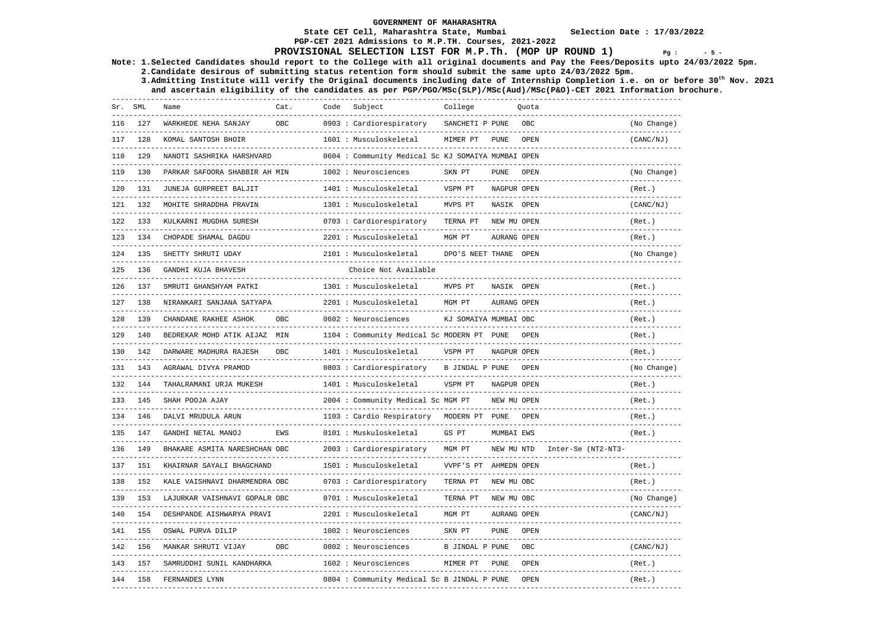**GOVERNMENT OF MAHARASHTRA**

**State CET Cell, Maharashtra State, Mumbai** **Selection Date : 17/03/2022**

**PGP-CET 2021 Admissions to M.P.TH. Courses, 2021-2022**

## PROVISIONAL SELECTION LIST FOR M.P.Th. (MOP UP ROUND 1)

**Note: 1.Selected Candidates should report to the College with all original documents and Pay the Fees/Deposits upto 24/03/2022 5pm.**
**2.Candidate desirous of submitting status retention form should submit the same upto 24/03/2022 5pm.**
**3.Admitting Institute will verify the Original documents including date of Internship Completion i.e. on or before 30th Nov. 2021 and ascertain eligibility of the candidates as per PGP/PGO/MSc(SLP)/MSc(Aud)/MSc(P&O)-CET 2021 Information brochure.**

| Sr. | SML | Name | Cat. | Code | Subject | College | | Quota | |
|---|---|---|---|---|---|---|---|---|---|
| 116 | 127 | WARKHEDE NEHA SANJAY | OBC | 0903 | Cardiorespiratory | SANCHETI P | PUNE | OBC | (No Change) |
| 117 | 128 | KOMAL SANTOSH BHOIR | | 1601 | Musculoskeletal | MIMER PT | PUNE | OPEN | (CANC/NJ) |
| 118 | 129 | NANOTI SASHRIKA HARSHVARD | | 0604 | Community Medical Sc | KJ SOMAIYA | MUMBAI | OPEN | |
| 119 | 130 | PARKAR SAFOORA SHABBIR AH | MIN | 1002 | Neurosciences | SKN PT | PUNE | OPEN | (No Change) |
| 120 | 131 | JUNEJA GURPREET BALJIT | | 1401 | Musculoskeletal | VSPM PT | NAGPUR | OPEN | (Ret.) |
| 121 | 132 | MOHITE SHRADDHA PRAVIN | | 1301 | Musculoskeletal | MVPS PT | NASIK | OPEN | (CANC/NJ) |
| 122 | 133 | KULKARNI MUGDHA SURESH | | 0703 | Cardiorespiratory | TERNA PT | NEW MU | OPEN | (Ret.) |
| 123 | 134 | CHOPADE SHAMAL DAGDU | | 2201 | Musculoskeletal | MGM PT | AURANG | OPEN | (Ret.) |
| 124 | 135 | SHETTY SHRUTI UDAY | | 2101 | Musculoskeletal | DPO'S NEET | THANE | OPEN | (No Change) |
| 125 | 136 | GANDHI KUJA BHAVESH | | | Choice Not Available | | | | |
| 126 | 137 | SMRUTI GHANSHYAM PATKI | | 1301 | Musculoskeletal | MVPS PT | NASIK | OPEN | (Ret.) |
| 127 | 138 | NIRANKARI SANJANA SATYAPA | | 2201 | Musculoskeletal | MGM PT | AURANG | OPEN | (Ret.) |
| 128 | 139 | CHANDANE RAKHEE ASHOK | OBC | 0602 | Neurosciences | KJ SOMAIYA | MUMBAI | OBC | (Ret.) |
| 129 | 140 | BEDREKAR MOHD ATIK AIJAZ | MIN | 1104 | Community Medical Sc | MODERN PT | PUNE | OPEN | (Ret.) |
| 130 | 142 | DARWARE MADHURA RAJESH | OBC | 1401 | Musculoskeletal | VSPM PT | NAGPUR | OPEN | (Ret.) |
| 131 | 143 | AGRAWAL DIVYA PRAMOD | | 0803 | Cardiorespiratory | B JINDAL P | PUNE | OPEN | (No Change) |
| 132 | 144 | TAHALRAMANI URJA MUKESH | | 1401 | Musculoskeletal | VSPM PT | NAGPUR | OPEN | (Ret.) |
| 133 | 145 | SHAH POOJA AJAY | | 2004 | Community Medical Sc | MGM PT | NEW MU | OPEN | (Ret.) |
| 134 | 146 | DALVI MRUDULA ARUN | | 1103 | Cardio Respiratory | MODERN PT | PUNE | OPEN | (Ret.) |
| 135 | 147 | GANDHI NETAL MANOJ | EWS | 0101 | Muskuloskeletal | GS PT | MUMBAI | EWS | (Ret.) |
| 136 | 149 | BHAKARE ASMITA NARESHCHAN | OBC | 2003 | Cardiorespiratory | MGM PT | NEW MU | NTD | Inter-Se (NT2-NT3- |
| 137 | 151 | KHAIRNAR SAYALI BHAGCHAND | | 1501 | Musculoskeletal | VVPF'S PT | AHMEDN | OPEN | (Ret.) |
| 138 | 152 | KALE VAISHNAVI DHARMENDRA | OBC | 0703 | Cardiorespiratory | TERNA PT | NEW MU | OBC | (Ret.) |
| 139 | 153 | LAJURKAR VAISHNAVI GOPALR | OBC | 0701 | Musculoskeletal | TERNA PT | NEW MU | OBC | (No Change) |
| 140 | 154 | DESHPANDE AISHWARYA PRAVI | | 2201 | Musculoskeletal | MGM PT | AURANG | OPEN | (CANC/NJ) |
| 141 | 155 | OSWAL PURVA DILIP | | 1002 | Neurosciences | SKN PT | PUNE | OPEN | |
| 142 | 156 | MANKAR SHRUTI VIJAY | OBC | 0802 | Neurosciences | B JINDAL P | PUNE | OBC | (CANC/NJ) |
| 143 | 157 | SAMRUDDHI SUNIL KANDHARKA | | 1602 | Neurosciences | MIMER PT | PUNE | OPEN | (Ret.) |
| 144 | 158 | FERNANDES LYNN | | 0804 | Community Medical Sc | B JINDAL P | PUNE | OPEN | (Ret.) |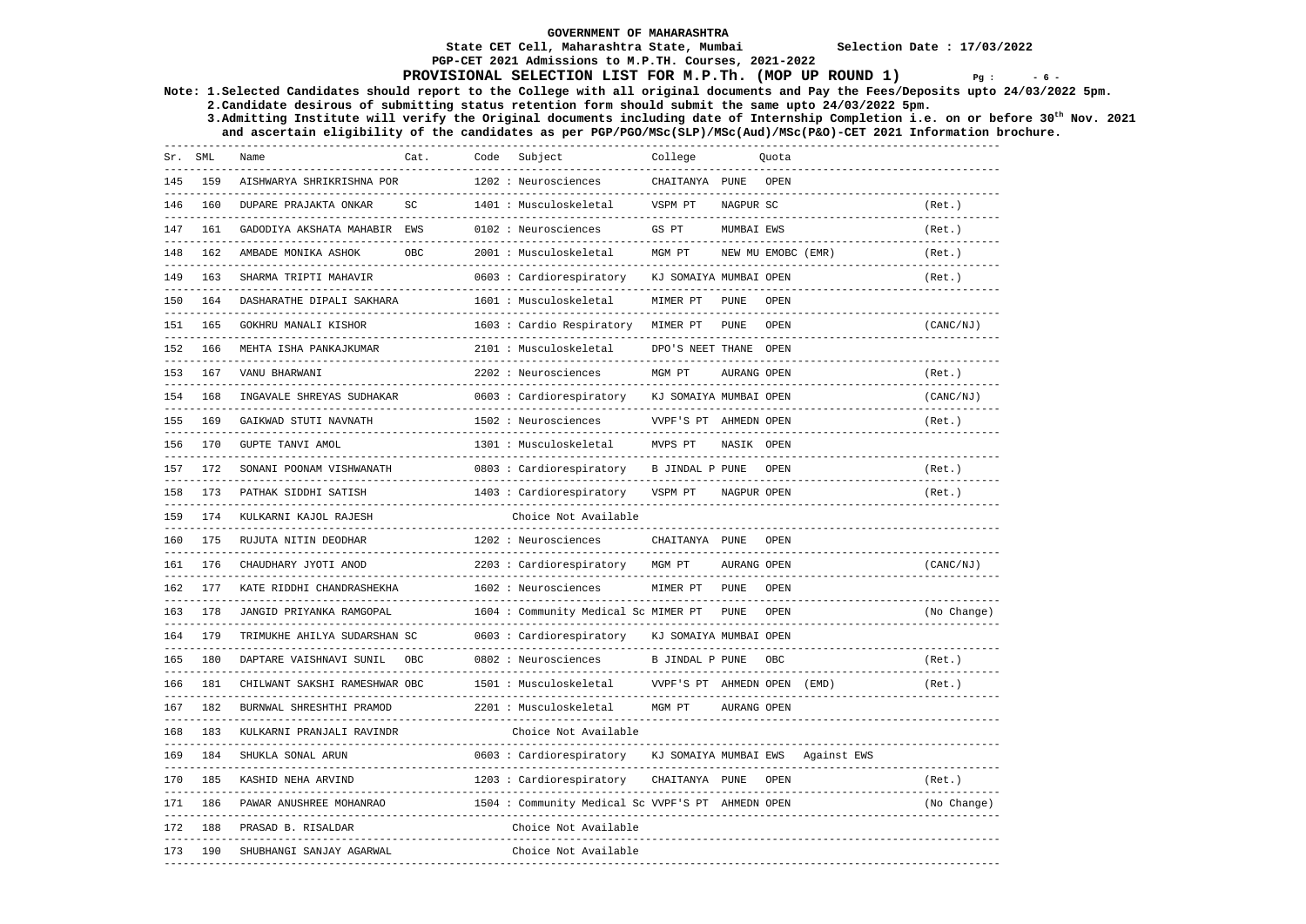**GOVERNMENT OF MAHARASHTRA**

**State CET Cell, Maharashtra State, Mumbai** **Selection Date : 17/03/2022**

**PGP-CET 2021 Admissions to M.P.TH. Courses, 2021-2022**

# PROVISIONAL SELECTION LIST FOR M.P.Th. (MOP UP ROUND 1)

**Note: 1.Selected Candidates should report to the College with all original documents and Pay the Fees/Deposits upto 24/03/2022 5pm.**
**2.Candidate desirous of submitting status retention form should submit the same upto 24/03/2022 5pm.**
**3.Admitting Institute will verify the Original documents including date of Internship Completion i.e. on or before 30th Nov. 2021 and ascertain eligibility of the candidates as per PGP/PGO/MSc(SLP)/MSc(Aud)/MSc(P&O)-CET 2021 Information brochure.**

| Sr. | SML | Name | Cat. | Code | Subject | College | Quota | |
|---|---|---|---|---|---|---|---|---|
| 145 | 159 | AISHWARYA SHRIKRISHNA POR | | 1202 | Neurosciences | CHAITANYA PUNE | OPEN | |
| 146 | 160 | DUPARE PRAJAKTA ONKAR | SC | 1401 | Musculoskeletal | VSPM PT NAGPUR | SC | (Ret.) |
| 147 | 161 | GADODIYA AKSHATA MAHABIR | EWS | 0102 | Neurosciences | GS PT MUMBAI | EWS | (Ret.) |
| 148 | 162 | AMBADE MONIKA ASHOK | OBC | 2001 | Musculoskeletal | MGM PT NEW MU | EMOBC (EMR) | (Ret.) |
| 149 | 163 | SHARMA TRIPTI MAHAVIR | | 0603 | Cardiorespiratory | KJ SOMAIYA MUMBAI | OPEN | (Ret.) |
| 150 | 164 | DASHARATHE DIPALI SAKHARA | | 1601 | Musculoskeletal | MIMER PT PUNE | OPEN | |
| 151 | 165 | GOKHRU MANALI KISHOR | | 1603 | Cardio Respiratory | MIMER PT PUNE | OPEN | (CANC/NJ) |
| 152 | 166 | MEHTA ISHA PANKAJKUMAR | | 2101 | Musculoskeletal | DPO'S NEET THANE | OPEN | |
| 153 | 167 | VANU BHARWANI | | 2202 | Neurosciences | MGM PT AURANG | OPEN | (Ret.) |
| 154 | 168 | INGAVALE SHREYAS SUDHAKAR | | 0603 | Cardiorespiratory | KJ SOMAIYA MUMBAI | OPEN | (CANC/NJ) |
| 155 | 169 | GAIKWAD STUTI NAVNATH | | 1502 | Neurosciences | VVPF'S PT AHMEDN | OPEN | (Ret.) |
| 156 | 170 | GUPTE TANVI AMOL | | 1301 | Musculoskeletal | MVPS PT NASIK | OPEN | |
| 157 | 172 | SONANI POONAM VISHWANATH | | 0803 | Cardiorespiratory | B JINDAL P PUNE | OPEN | (Ret.) |
| 158 | 173 | PATHAK SIDDHI SATISH | | 1403 | Cardiorespiratory | VSPM PT NAGPUR | OPEN | (Ret.) |
| 159 | 174 | KULKARNI KAJOL RAJESH | | | Choice Not Available | | | |
| 160 | 175 | RUJUTA NITIN DEODHAR | | 1202 | Neurosciences | CHAITANYA PUNE | OPEN | |
| 161 | 176 | CHAUDHARY JYOTI ANOD | | 2203 | Cardiorespiratory | MGM PT AURANG | OPEN | (CANC/NJ) |
| 162 | 177 | KATE RIDDHI CHANDRASHEKHA | | 1602 | Neurosciences | MIMER PT PUNE | OPEN | |
| 163 | 178 | JANGID PRIYANKA RAMGOPAL | | 1604 | Community Medical Sc | MIMER PT PUNE | OPEN | (No Change) |
| 164 | 179 | TRIMUKHE AHILYA SUDARSHAN | SC | 0603 | Cardiorespiratory | KJ SOMAIYA MUMBAI | OPEN | |
| 165 | 180 | DAPTARE VAISHNAVI SUNIL | OBC | 0802 | Neurosciences | B JINDAL P PUNE | OBC | (Ret.) |
| 166 | 181 | CHILWANT SAKSHI RAMESHWAR | OBC | 1501 | Musculoskeletal | VVPF'S PT AHMEDN | OPEN (EMD) | (Ret.) |
| 167 | 182 | BURNWAL SHRESHTHI PRAMOD | | 2201 | Musculoskeletal | MGM PT AURANG | OPEN | |
| 168 | 183 | KULKARNI PRANJALI RAVINDR | | | Choice Not Available | | | |
| 169 | 184 | SHUKLA SONAL ARUN | | 0603 | Cardiorespiratory | KJ SOMAIYA MUMBAI | EWS Against EWS | |
| 170 | 185 | KASHID NEHA ARVIND | | 1203 | Cardiorespiratory | CHAITANYA PUNE | OPEN | (Ret.) |
| 171 | 186 | PAWAR ANUSHREE MOHANRAO | | 1504 | Community Medical Sc | VVPF'S PT AHMEDN | OPEN | (No Change) |
| 172 | 188 | PRASAD B. RISALDAR | | | Choice Not Available | | | |
| 173 | 190 | SHUBHANGI SANJAY AGARWAL | | | Choice Not Available | | | |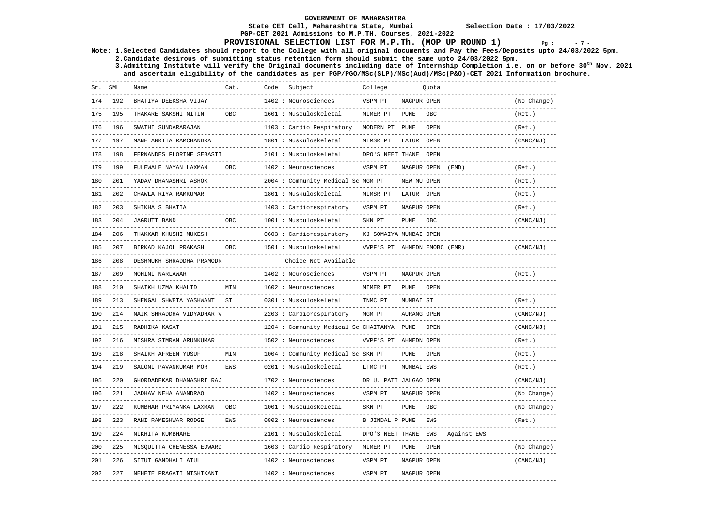# GOVERNMENT OF MAHARASHTRA

**State CET Cell, Maharashtra State, Mumbai** Selection Date : 17/03/2022

**PGP-CET 2021 Admissions to M.P.TH. Courses, 2021-2022**

## PROVISIONAL SELECTION LIST FOR M.P.Th. (MOP UP ROUND 1)

**Note: 1.Selected Candidates should report to the College with all original documents and Pay the Fees/Deposits upto 24/03/2022 5pm.**
**2.Candidate desirous of submitting status retention form should submit the same upto 24/03/2022 5pm.**
**3.Admitting Institute will verify the Original documents including date of Internship Completion i.e. on or before 30th Nov. 2021 and ascertain eligibility of the candidates as per PGP/PGO/MSc(SLP)/MSc(Aud)/MSc(P&O)-CET 2021 Information brochure.**

| Sr. | SML | Name | Cat. | Code | Subject | College | | Quota | |
|---|---|---|---|---|---|---|---|---|---|
| 174 | 192 | BHATIYA DEEKSHA VIJAY | | 1402 | Neurosciences | VSPM PT | NAGPUR | OPEN | (No Change) |
| 175 | 195 | THAKARE SAKSHI NITIN | OBC | 1601 | Musculoskeletal | MIMER PT | PUNE | OBC | (Ret.) |
| 176 | 196 | SWATHI SUNDARARAJAN | | 1103 | Cardio Respiratory | MODERN PT | PUNE | OPEN | (Ret.) |
| 177 | 197 | MANE ANKITA RAMCHANDRA | | 1801 | Muskuloskeletal | MIMSR PT | LATUR | OPEN | (CANC/NJ) |
| 178 | 198 | FERNANDES FLORINE SEBASTI | | 2101 | Musculoskeletal | DPO'S NEET | THANE | OPEN | |
| 179 | 199 | FULEWALE NAYAN LAXMAN | OBC | 1402 | Neurosciences | VSPM PT | NAGPUR | OPEN (EMD) | (Ret.) |
| 180 | 201 | YADAV DHANASHRI ASHOK | | 2004 | Community Medical Sc | MGM PT | NEW MU | OPEN | (Ret.) |
| 181 | 202 | CHAWLA RIYA RAMKUMAR | | 1801 | Muskuloskeletal | MIMSR PT | LATUR | OPEN | (Ret.) |
| 182 | 203 | SHIKHA S BHATIA | | 1403 | Cardiorespiratory | VSPM PT | NAGPUR | OPEN | (Ret.) |
| 183 | 204 | JAGRUTI BAND | OBC | 1001 | Musculoskeletal | SKN PT | PUNE | OBC | (CANC/NJ) |
| 184 | 206 | THAKKAR KHUSHI MUKESH | | 0603 | Cardiorespiratory | KJ SOMAIYA | MUMBAI | OPEN | |
| 185 | 207 | BIRKAD KAJOL PRAKASH | OBC | 1501 | Musculoskeletal | VVPF'S PT | AHMEDN | EMOBC (EMR) | (CANC/NJ) |
| 186 | 208 | DESHMUKH SHRADDHA PRAMODR | | | Choice Not Available | | | | |
| 187 | 209 | MOHINI NARLAWAR | | 1402 | Neurosciences | VSPM PT | NAGPUR | OPEN | (Ret.) |
| 188 | 210 | SHAIKH UZMA KHALID | MIN | 1602 | Neurosciences | MIMER PT | PUNE | OPEN | |
| 189 | 213 | SHENGAL SHWETA YASHWANT | ST | 0301 | Muskuloskeletal | TNMC PT | MUMBAI | ST | (Ret.) |
| 190 | 214 | NAIK SHRADDHA VIDYADHAR V | | 2203 | Cardiorespiratory | MGM PT | AURANG | OPEN | (CANC/NJ) |
| 191 | 215 | RADHIKA KASAT | | 1204 | Community Medical Sc | CHAITANYA | PUNE | OPEN | (CANC/NJ) |
| 192 | 216 | MISHRA SIMRAN ARUNKUMAR | | 1502 | Neurosciences | VVPF'S PT | AHMEDN | OPEN | (Ret.) |
| 193 | 218 | SHAIKH AFREEN YUSUF | MIN | 1004 | Community Medical Sc | SKN PT | PUNE | OPEN | (Ret.) |
| 194 | 219 | SALONI PAVANKUMAR MOR | EWS | 0201 | Muskuloskeletal | LTMC PT | MUMBAI | EWS | (Ret.) |
| 195 | 220 | GHORDADEKAR DHANASHRI RAJ | | 1702 | Neurosciences | DR U. PATI | JALGAO | OPEN | (CANC/NJ) |
| 196 | 221 | JADHAV NEHA ANANDRAO | | 1402 | Neurosciences | VSPM PT | NAGPUR | OPEN | (No Change) |
| 197 | 222 | KUMBHAR PRIYANKA LAXMAN | OBC | 1001 | Musculoskeletal | SKN PT | PUNE | OBC | (No Change) |
| 198 | 223 | RANI RAMESHWAR RODGE | EWS | 0802 | Neurosciences | B JINDAL P | PUNE | EWS | (Ret.) |
| 199 | 224 | NIKHITA KUMBHARE | | 2101 | Musculoskeletal | DPO'S NEET | THANE | EWS Against EWS | |
| 200 | 225 | MISQUITTA CHENESSA EDWARD | | 1603 | Cardio Respiratory | MIMER PT | PUNE | OPEN | (No Change) |
| 201 | 226 | SITUT GANDHALI ATUL | | 1402 | Neurosciences | VSPM PT | NAGPUR | OPEN | (CANC/NJ) |
| 202 | 227 | NEHETE PRAGATI NISHIKANT | | 1402 | Neurosciences | VSPM PT | NAGPUR | OPEN | |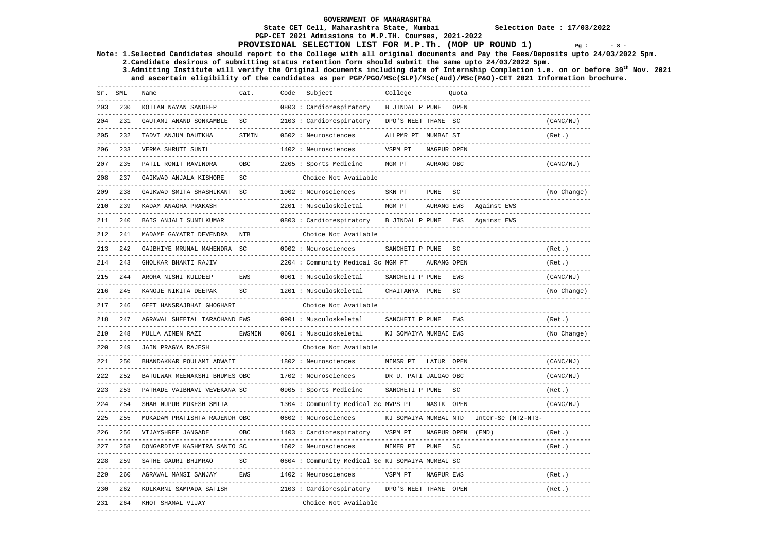# GOVERNMENT OF MAHARASHTRA

**State CET Cell, Maharashtra State, Mumbai** — **Selection Date : 17/03/2022**

**PGP-CET 2021 Admissions to M.P.TH. Courses, 2021-2022**

## PROVISIONAL SELECTION LIST FOR M.P.Th. (MOP UP ROUND 1)

**Note: 1.Selected Candidates should report to the College with all original documents and Pay the Fees/Deposits upto 24/03/2022 5pm.**
**2.Candidate desirous of submitting status retention form should submit the same upto 24/03/2022 5pm.**
**3.Admitting Institute will verify the Original documents including date of Internship Completion i.e. on or before 30th Nov. 2021 and ascertain eligibility of the candidates as per PGP/PGO/MSc(SLP)/MSc(Aud)/MSc(P&O)-CET 2021 Information brochure.**

| Sr. | SML | Name | Cat. | Code | Subject | College | Quota | | |
|---|---|---|---|---|---|---|---|---|---|
| 203 | 230 | KOTIAN NAYAN SANDEEP | | 0803 | Cardiorespiratory | B JINDAL P PUNE | OPEN | | |
| 204 | 231 | GAUTAMI ANAND SONKAMBLE | SC | 2103 | Cardiorespiratory | DPO'S NEET THANE | SC | | (CANC/NJ) |
| 205 | 232 | TADVI ANJUM DAUTKHA | STMIN | 0502 | Neurosciences | ALLPMR PT MUMBAI | ST | | (Ret.) |
| 206 | 233 | VERMA SHRUTI SUNIL | | 1402 | Neurosciences | VSPM PT NAGPUR | OPEN | | |
| 207 | 235 | PATIL RONIT RAVINDRA | OBC | 2205 | Sports Medicine | MGM PT AURANG | OBC | | (CANC/NJ) |
| 208 | 237 | GAIKWAD ANJALA KISHORE | SC | | Choice Not Available | | | | |
| 209 | 238 | GAIKWAD SMITA SHASHIKANT | SC | 1002 | Neurosciences | SKN PT PUNE | SC | | (No Change) |
| 210 | 239 | KADAM ANAGHA PRAKASH | | 2201 | Musculoskeletal | MGM PT AURANG | EWS | Against EWS | |
| 211 | 240 | BAIS ANJALI SUNILKUMAR | | 0803 | Cardiorespiratory | B JINDAL P PUNE | EWS | Against EWS | |
| 212 | 241 | MADAME GAYATRI DEVENDRA | NTB | | Choice Not Available | | | | |
| 213 | 242 | GAJBHIYE MRUNAL MAHENDRA | SC | 0902 | Neurosciences | SANCHETI P PUNE | SC | | (Ret.) |
| 214 | 243 | GHOLKAR BHAKTI RAJIV | | 2204 | Community Medical Sc | MGM PT AURANG | OPEN | | (Ret.) |
| 215 | 244 | ARORA NISHI KULDEEP | EWS | 0901 | Musculoskeletal | SANCHETI P PUNE | EWS | | (CANC/NJ) |
| 216 | 245 | KANOJE NIKITA DEEPAK | SC | 1201 | Musculoskeletal | CHAITANYA PUNE | SC | | (No Change) |
| 217 | 246 | GEET HANSRAJBHAI GHOGHARI | | | Choice Not Available | | | | |
| 218 | 247 | AGRAWAL SHEETAL TARACHAND | EWS | 0901 | Musculoskeletal | SANCHETI P PUNE | EWS | | (Ret.) |
| 219 | 248 | MULLA AIMEN RAZI | EWSMIN | 0601 | Musculoskeletal | KJ SOMAIYA MUMBAI | EWS | | (No Change) |
| 220 | 249 | JAIN PRAGYA RAJESH | | | Choice Not Available | | | | |
| 221 | 250 | BHANDAKKAR POULAMI ADWAIT | | 1802 | Neurosciences | MIMSR PT LATUR | OPEN | | (CANC/NJ) |
| 222 | 252 | BATULWAR MEENAKSHI BHUMES | OBC | 1702 | Neurosciences | DR U. PATI JALGAO | OBC | | (CANC/NJ) |
| 223 | 253 | PATHADE VAIBHAVI VEVEKANA | SC | 0905 | Sports Medicine | SANCHETI P PUNE | SC | | (Ret.) |
| 224 | 254 | SHAH NUPUR MUKESH SMITA | | 1304 | Community Medical Sc | MVPS PT NASIK | OPEN | | (CANC/NJ) |
| 225 | 255 | MUKADAM PRATISHTA RAJENDR | OBC | 0602 | Neurosciences | KJ SOMAIYA MUMBAI | NTD | Inter-Se (NT2-NT3- | |
| 226 | 256 | VIJAYSHREE JANGADE | OBC | 1403 | Cardiorespiratory | VSPM PT NAGPUR | OPEN | (EMD) | (Ret.) |
| 227 | 258 | DONGARDIVE KASHMIRA SANTO | SC | 1602 | Neurosciences | MIMER PT PUNE | SC | | (Ret.) |
| 228 | 259 | SATHE GAURI BHIMRAO | SC | 0604 | Community Medical Sc | KJ SOMAIYA MUMBAI | SC | | |
| 229 | 260 | AGRAWAL MANSI SANJAY | EWS | 1402 | Neurosciences | VSPM PT NAGPUR | EWS | | (Ret.) |
| 230 | 262 | KULKARNI SAMPADA SATISH | | 2103 | Cardiorespiratory | DPO'S NEET THANE | OPEN | | (Ret.) |
| 231 | 264 | KHOT SHAMAL VIJAY | | | Choice Not Available | | | | |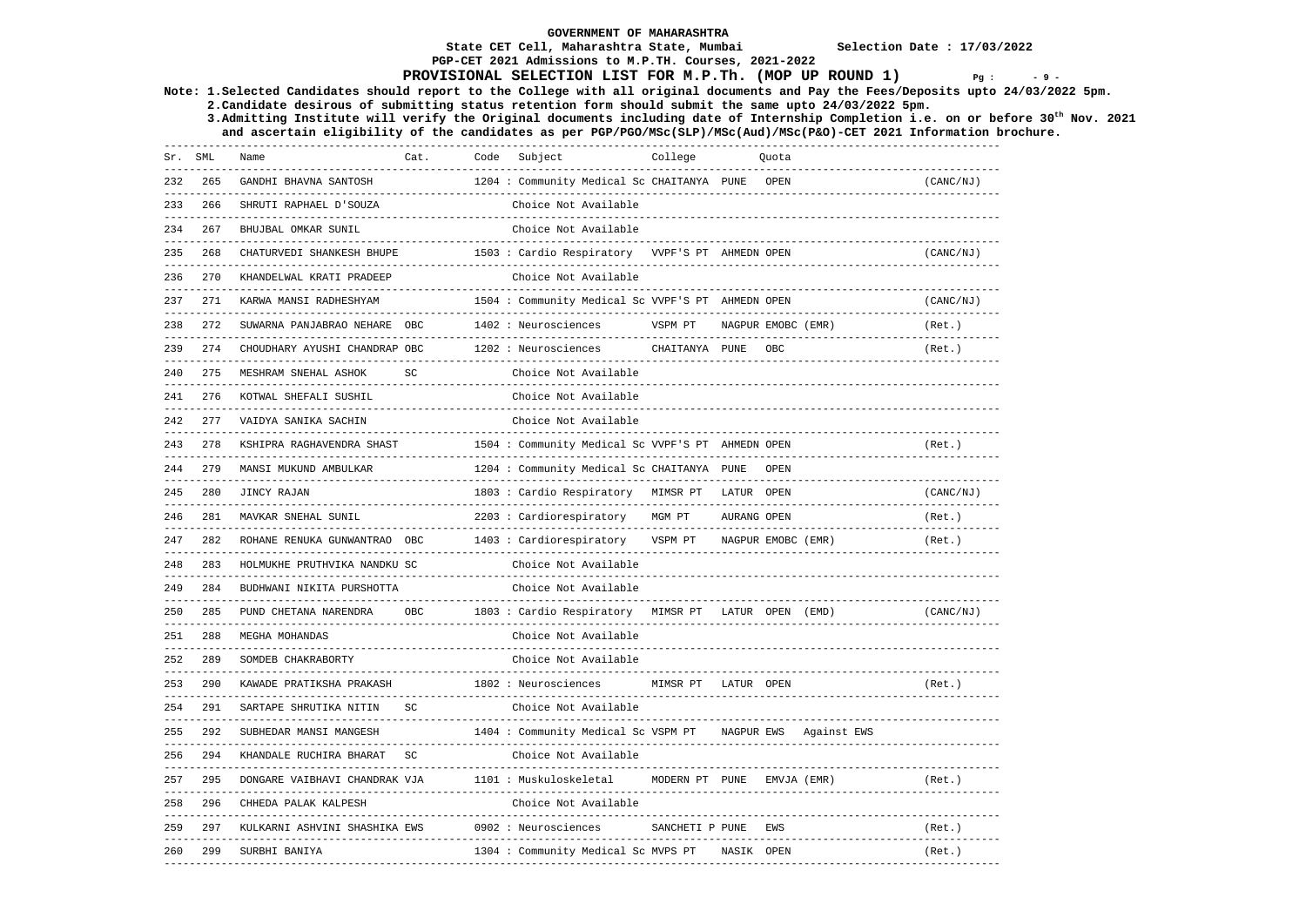**GOVERNMENT OF MAHARASHTRA**

**State CET Cell, Maharashtra State, Mumbai** **Selection Date : 17/03/2022**

**PGP-CET 2021 Admissions to M.P.TH. Courses, 2021-2022**

## PROVISIONAL SELECTION LIST FOR M.P.Th. (MOP UP ROUND 1)

**Note: 1.Selected Candidates should report to the College with all original documents and Pay the Fees/Deposits upto 24/03/2022 5pm.**

**2.Candidate desirous of submitting status retention form should submit the same upto 24/03/2022 5pm.**

**3.Admitting Institute will verify the Original documents including date of Internship Completion i.e. on or before 30th Nov. 2021 and ascertain eligibility of the candidates as per PGP/PGO/MSc(SLP)/MSc(Aud)/MSc(P&O)-CET 2021 Information brochure.**

| Sr. | SML | Name | Cat. | Code | Subject | College | Quota | |
|---|---|---|---|---|---|---|---|---|
| 232 | 265 | GANDHI BHAVNA SANTOSH | | 1204 | Community Medical Sc | CHAITANYA PUNE | OPEN | (CANC/NJ) |
| 233 | 266 | SHRUTI RAPHAEL D'SOUZA | | | Choice Not Available | | | |
| 234 | 267 | BHUJBAL OMKAR SUNIL | | | Choice Not Available | | | |
| 235 | 268 | CHATURVEDI SHANKESH BHUPE | | 1503 | Cardio Respiratory | VVPF'S PT AHMEDN | OPEN | (CANC/NJ) |
| 236 | 270 | KHANDELWAL KRATI PRADEEP | | | Choice Not Available | | | |
| 237 | 271 | KARWA MANSI RADHESHYAM | | 1504 | Community Medical Sc | VVPF'S PT AHMEDN | OPEN | (CANC/NJ) |
| 238 | 272 | SUWARNA PANJABRAO NEHARE | OBC | 1402 | Neurosciences | VSPM PT NAGPUR | EMOBC (EMR) | (Ret.) |
| 239 | 274 | CHOUDHARY AYUSHI CHANDRAP | OBC | 1202 | Neurosciences | CHAITANYA PUNE | OBC | (Ret.) |
| 240 | 275 | MESHRAM SNEHAL ASHOK | SC | | Choice Not Available | | | |
| 241 | 276 | KOTWAL SHEFALI SUSHIL | | | Choice Not Available | | | |
| 242 | 277 | VAIDYA SANIKA SACHIN | | | Choice Not Available | | | |
| 243 | 278 | KSHIPRA RAGHAVENDRA SHAST | | 1504 | Community Medical Sc | VVPF'S PT AHMEDN | OPEN | (Ret.) |
| 244 | 279 | MANSI MUKUND AMBULKAR | | 1204 | Community Medical Sc | CHAITANYA PUNE | OPEN | |
| 245 | 280 | JINCY RAJAN | | 1803 | Cardio Respiratory | MIMSR PT LATUR | OPEN | (CANC/NJ) |
| 246 | 281 | MAVKAR SNEHAL SUNIL | | 2203 | Cardiorespiratory | MGM PT AURANG | OPEN | (Ret.) |
| 247 | 282 | ROHANE RENUKA GUNWANTRAO | OBC | 1403 | Cardiorespiratory | VSPM PT NAGPUR | EMOBC (EMR) | (Ret.) |
| 248 | 283 | HOLMUKHE PRUTHVIKA NANDKU | SC | | Choice Not Available | | | |
| 249 | 284 | BUDHWANI NIKITA PURSHOTTA | | | Choice Not Available | | | |
| 250 | 285 | PUND CHETANA NARENDRA | OBC | 1803 | Cardio Respiratory | MIMSR PT LATUR | OPEN (EMD) | (CANC/NJ) |
| 251 | 288 | MEGHA MOHANDAS | | | Choice Not Available | | | |
| 252 | 289 | SOMDEB CHAKRABORTY | | | Choice Not Available | | | |
| 253 | 290 | KAWADE PRATIKSHA PRAKASH | | 1802 | Neurosciences | MIMSR PT LATUR | OPEN | (Ret.) |
| 254 | 291 | SARTAPE SHRUTIKA NITIN | SC | | Choice Not Available | | | |
| 255 | 292 | SUBHEDAR MANSI MANGESH | | 1404 | Community Medical Sc | VSPM PT NAGPUR | EWS Against EWS | |
| 256 | 294 | KHANDALE RUCHIRA BHARAT | SC | | Choice Not Available | | | |
| 257 | 295 | DONGARE VAIBHAVI CHANDRAK | VJA | 1101 | Muskuloskeletal | MODERN PT PUNE | EMVJA (EMR) | (Ret.) |
| 258 | 296 | CHHEDA PALAK KALPESH | | | Choice Not Available | | | |
| 259 | 297 | KULKARNI ASHVINI SHASHIKA | EWS | 0902 | Neurosciences | SANCHETI P PUNE | EWS | (Ret.) |
| 260 | 299 | SURBHI BANIYA | | 1304 | Community Medical Sc | MVPS PT NASIK | OPEN | (Ret.) |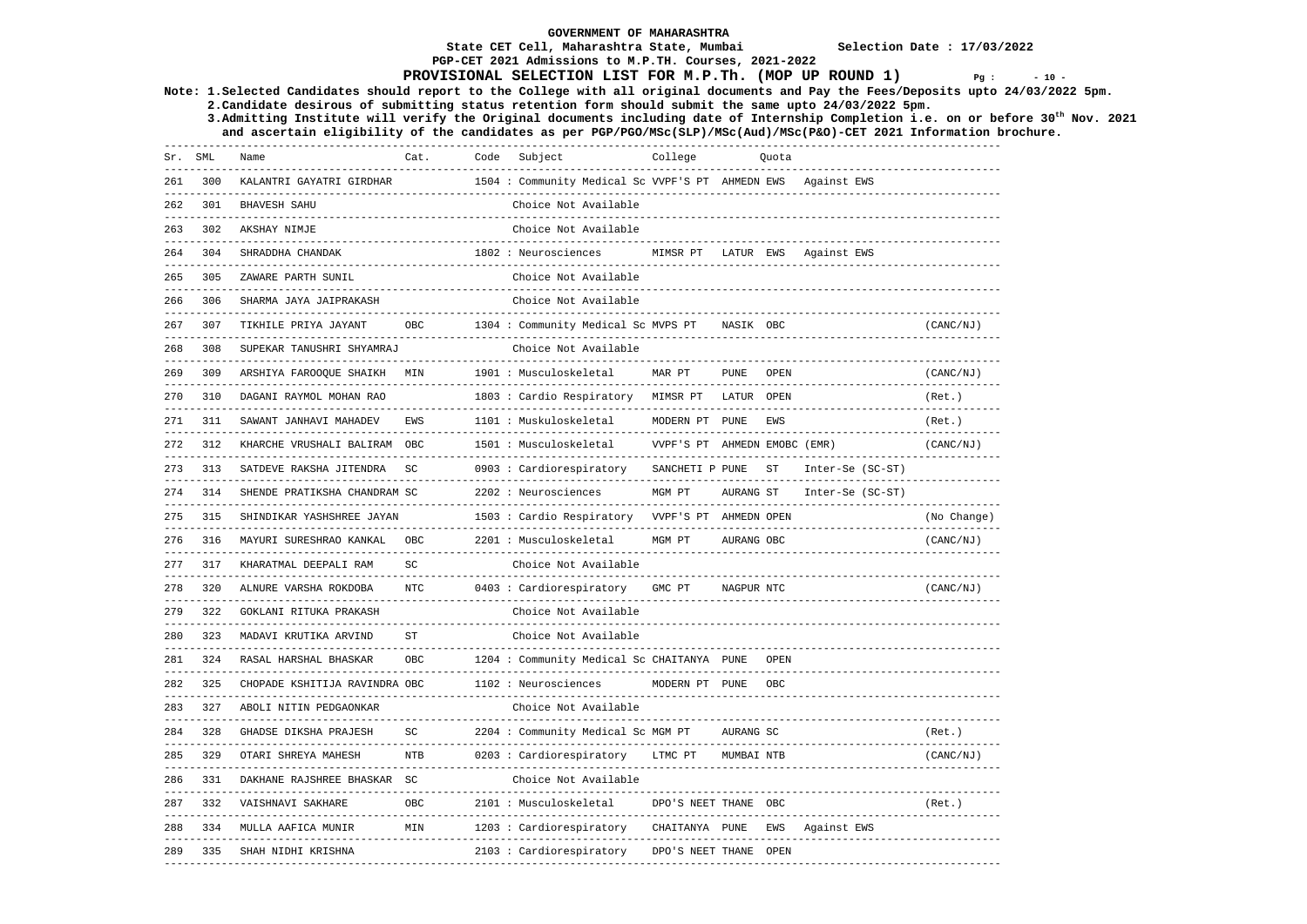# GOVERNMENT OF MAHARASHTRA

**State CET Cell, Maharashtra State, Mumbai** — **Selection Date : 17/03/2022**

**PGP-CET 2021 Admissions to M.P.TH. Courses, 2021-2022**

## PROVISIONAL SELECTION LIST FOR M.P.Th. (MOP UP ROUND 1)

**Note: 1.Selected Candidates should report to the College with all original documents and Pay the Fees/Deposits upto 24/03/2022 5pm.**
**2.Candidate desirous of submitting status retention form should submit the same upto 24/03/2022 5pm.**
**3.Admitting Institute will verify the Original documents including date of Internship Completion i.e. on or before 30th Nov. 2021 and ascertain eligibility of the candidates as per PGP/PGO/MSc(SLP)/MSc(Aud)/MSc(P&O)-CET 2021 Information brochure.**

| Sr. | SML | Name | Cat. | Code | Subject | College | | Quota | | |
|---|---|---|---|---|---|---|---|---|---|---|
| 261 | 300 | KALANTRI GAYATRI GIRDHAR | | 1504 | Community Medical Sc | VVPF'S PT | AHMEDN | EWS | Against EWS | |
| 262 | 301 | BHAVESH SAHU | | | Choice Not Available | | | | | |
| 263 | 302 | AKSHAY NIMJE | | | Choice Not Available | | | | | |
| 264 | 304 | SHRADDHA CHANDAK | | 1802 | Neurosciences | MIMSR PT | LATUR | EWS | Against EWS | |
| 265 | 305 | ZAWARE PARTH SUNIL | | | Choice Not Available | | | | | |
| 266 | 306 | SHARMA JAYA JAIPRAKASH | | | Choice Not Available | | | | | |
| 267 | 307 | TIKHILE PRIYA JAYANT | OBC | 1304 | Community Medical Sc | MVPS PT | NASIK | OBC | | (CANC/NJ) |
| 268 | 308 | SUPEKAR TANUSHRI SHYAMRAJ | | | Choice Not Available | | | | | |
| 269 | 309 | ARSHIYA FAROOQUE SHAIKH | MIN | 1901 | Musculoskeletal | MAR PT | PUNE | OPEN | | (CANC/NJ) |
| 270 | 310 | DAGANI RAYMOL MOHAN RAO | | 1803 | Cardio Respiratory | MIMSR PT | LATUR | OPEN | | (Ret.) |
| 271 | 311 | SAWANT JANHAVI MAHADEV | EWS | 1101 | Muskuloskeletal | MODERN PT | PUNE | EWS | | (Ret.) |
| 272 | 312 | KHARCHE VRUSHALI BALIRAM | OBC | 1501 | Musculoskeletal | VVPF'S PT | AHMEDN | EMOBC (EMR) | | (CANC/NJ) |
| 273 | 313 | SATDEVE RAKSHA JITENDRA | SC | 0903 | Cardiorespiratory | SANCHETI P | PUNE | ST | Inter-Se (SC-ST) | |
| 274 | 314 | SHENDE PRATIKSHA CHANDRAM | SC | 2202 | Neurosciences | MGM PT | AURANG | ST | Inter-Se (SC-ST) | |
| 275 | 315 | SHINDIKAR YASHSHREE JAYAN | | 1503 | Cardio Respiratory | VVPF'S PT | AHMEDN | OPEN | | (No Change) |
| 276 | 316 | MAYURI SURESHRAO KANKAL | OBC | 2201 | Musculoskeletal | MGM PT | AURANG | OBC | | (CANC/NJ) |
| 277 | 317 | KHARATMAL DEEPALI RAM | SC | | Choice Not Available | | | | | |
| 278 | 320 | ALNURE VARSHA ROKDOBA | NTC | 0403 | Cardiorespiratory | GMC PT | NAGPUR | NTC | | (CANC/NJ) |
| 279 | 322 | GOKLANI RITUKA PRAKASH | | | Choice Not Available | | | | | |
| 280 | 323 | MADAVI KRUTIKA ARVIND | ST | | Choice Not Available | | | | | |
| 281 | 324 | RASAL HARSHAL BHASKAR | OBC | 1204 | Community Medical Sc | CHAITANYA | PUNE | OPEN | | |
| 282 | 325 | CHOPADE KSHITIJA RAVINDRA | OBC | 1102 | Neurosciences | MODERN PT | PUNE | OBC | | |
| 283 | 327 | ABOLI NITIN PEDGAONKAR | | | Choice Not Available | | | | | |
| 284 | 328 | GHADSE DIKSHA PRAJESH | SC | 2204 | Community Medical Sc | MGM PT | AURANG | SC | | (Ret.) |
| 285 | 329 | OTARI SHREYA MAHESH | NTB | 0203 | Cardiorespiratory | LTMC PT | MUMBAI | NTB | | (CANC/NJ) |
| 286 | 331 | DAKHANE RAJSHREE BHASKAR | SC | | Choice Not Available | | | | | |
| 287 | 332 | VAISHNAVI SAKHARE | OBC | 2101 | Musculoskeletal | DPO'S NEET | THANE | OBC | | (Ret.) |
| 288 | 334 | MULLA AAFICA MUNIR | MIN | 1203 | Cardiorespiratory | CHAITANYA | PUNE | EWS | Against EWS | |
| 289 | 335 | SHAH NIDHI KRISHNA | | 2103 | Cardiorespiratory | DPO'S NEET | THANE | OPEN | | |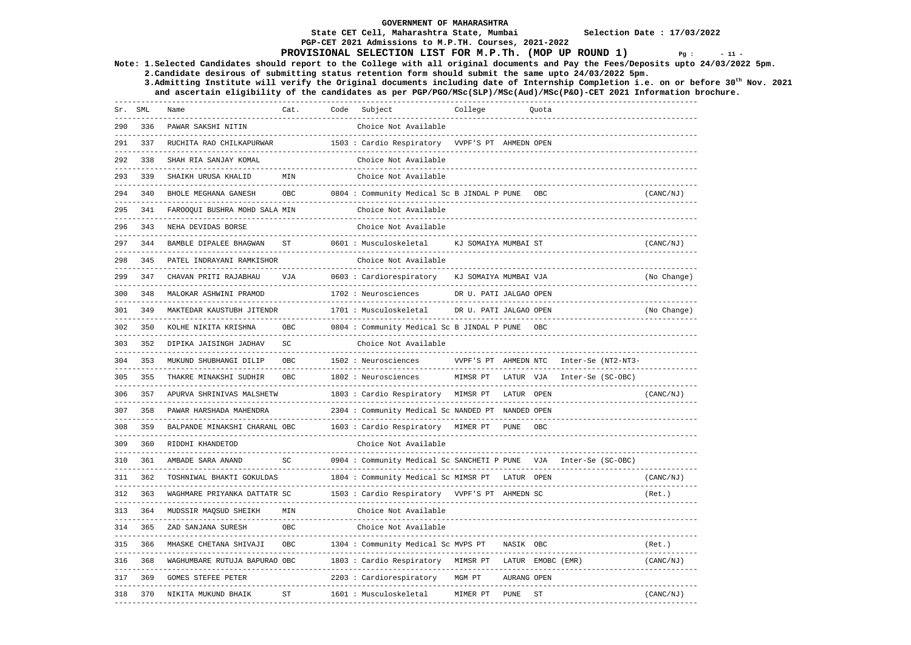**GOVERNMENT OF MAHARASHTRA**

**State CET Cell, Maharashtra State, Mumbai** **Selection Date : 17/03/2022**

**PGP-CET 2021 Admissions to M.P.TH. Courses, 2021-2022**

**PROVISIONAL SELECTION LIST FOR M.P.Th. (MOP UP ROUND 1)**

**Note: 1.Selected Candidates should report to the College with all original documents and Pay the Fees/Deposits upto 24/03/2022 5pm.**
**2.Candidate desirous of submitting status retention form should submit the same upto 24/03/2022 5pm.**
**3.Admitting Institute will verify the Original documents including date of Internship Completion i.e. on or before 30th Nov. 2021 and ascertain eligibility of the candidates as per PGP/PGO/MSc(SLP)/MSc(Aud)/MSc(P&O)-CET 2021 Information brochure.**

| Sr. | SML | Name | Cat. | Code | Subject | College | Quota | |
|---|---|---|---|---|---|---|---|---|
| 290 | 336 | PAWAR SAKSHI NITIN | | | Choice Not Available | | | |
| 291 | 337 | RUCHITA RAO CHILKAPURWAR | | 1503 | : Cardio Respiratory | VVPF'S PT AHMEDN | OPEN | |
| 292 | 338 | SHAH RIA SANJAY KOMAL | | | Choice Not Available | | | |
| 293 | 339 | SHAIKH URUSA KHALID | MIN | | Choice Not Available | | | |
| 294 | 340 | BHOLE MEGHANA GANESH | OBC | 0804 | : Community Medical Sc | B JINDAL P PUNE | OBC | (CANC/NJ) |
| 295 | 341 | FAROOQUI BUSHRA MOHD SALA | MIN | | Choice Not Available | | | |
| 296 | 343 | NEHA DEVIDAS BORSE | | | Choice Not Available | | | |
| 297 | 344 | BAMBLE DIPALEE BHAGWAN | ST | 0601 | : Musculoskeletal | KJ SOMAIYA MUMBAI | ST | (CANC/NJ) |
| 298 | 345 | PATEL INDRAYANI RAMKISHOR | | | Choice Not Available | | | |
| 299 | 347 | CHAVAN PRITI RAJABHAU | VJA | 0603 | : Cardiorespiratory | KJ SOMAIYA MUMBAI | VJA | (No Change) |
| 300 | 348 | MALOKAR ASHWINI PRAMOD | | 1702 | : Neurosciences | DR U. PATI JALGAO | OPEN | |
| 301 | 349 | MAKTEDAR KAUSTUBH JITENDR | | 1701 | : Musculoskeletal | DR U. PATI JALGAO | OPEN | (No Change) |
| 302 | 350 | KOLHE NIKITA KRISHNA | OBC | 0804 | : Community Medical Sc | B JINDAL P PUNE | OBC | |
| 303 | 352 | DIPIKA JAISINGH JADHAV | SC | | Choice Not Available | | | |
| 304 | 353 | MUKUND SHUBHANGI DILIP | OBC | 1502 | : Neurosciences | VVPF'S PT AHMEDN | NTC Inter-Se (NT2-NT3- | |
| 305 | 355 | THAKRE MINAKSHI SUDHIR | OBC | 1802 | : Neurosciences | MIMSR PT LATUR | VJA Inter-Se (SC-OBC) | |
| 306 | 357 | APURVA SHRINIVAS MALSHETW | | 1803 | : Cardio Respiratory | MIMSR PT LATUR | OPEN | (CANC/NJ) |
| 307 | 358 | PAWAR HARSHADA MAHENDRA | | 2304 | : Community Medical Sc | NANDED PT NANDED | OPEN | |
| 308 | 359 | BALPANDE MINAKSHI CHARANL | OBC | 1603 | : Cardio Respiratory | MIMER PT PUNE | OBC | |
| 309 | 360 | RIDDHI KHANDETOD | | | Choice Not Available | | | |
| 310 | 361 | AMBADE SARA ANAND | SC | 0904 | : Community Medical Sc | SANCHETI P PUNE | VJA Inter-Se (SC-OBC) | |
| 311 | 362 | TOSHNIWAL BHAKTI GOKULDAS | | 1804 | : Community Medical Sc | MIMSR PT LATUR | OPEN | (CANC/NJ) |
| 312 | 363 | WAGHMARE PRIYANKA DATTATR | SC | 1503 | : Cardio Respiratory | VVPF'S PT AHMEDN | SC | (Ret.) |
| 313 | 364 | MUDSSIR MAQSUD SHEIKH | MIN | | Choice Not Available | | | |
| 314 | 365 | ZAD SANJANA SURESH | OBC | | Choice Not Available | | | |
| 315 | 366 | MHASKE CHETANA SHIVAJI | OBC | 1304 | : Community Medical Sc | MVPS PT NASIK | OBC | (Ret.) |
| 316 | 368 | WAGHUMBARE RUTUJA BAPURAO | OBC | 1803 | : Cardio Respiratory | MIMSR PT LATUR | EMOBC (EMR) | (CANC/NJ) |
| 317 | 369 | GOMES STEFEE PETER | | 2203 | : Cardiorespiratory | MGM PT AURANG | OPEN | |
| 318 | 370 | NIKITA MUKUND BHAIK | ST | 1601 | : Musculoskeletal | MIMER PT PUNE | ST | (CANC/NJ) |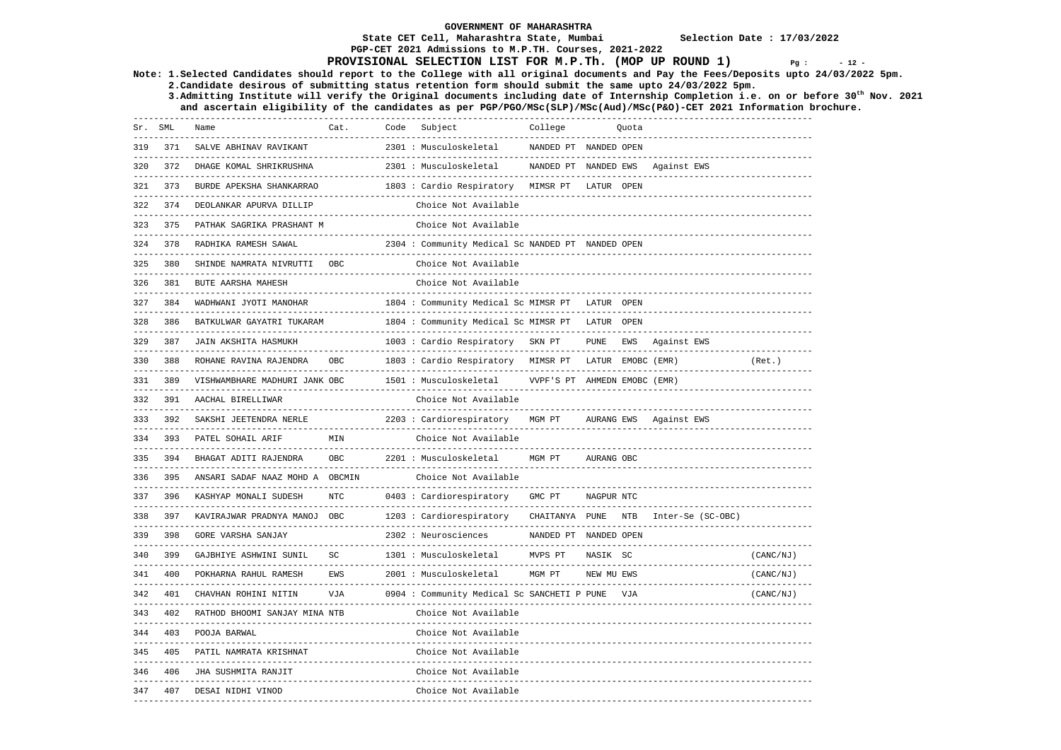**GOVERNMENT OF MAHARASHTRA**
**State CET Cell, Maharashtra State, Mumbai** **Selection Date : 17/03/2022**
**PGP-CET 2021 Admissions to M.P.TH. Courses, 2021-2022**
**PROVISIONAL SELECTION LIST FOR M.P.Th. (MOP UP ROUND 1)**

**Note: 1.Selected Candidates should report to the College with all original documents and Pay the Fees/Deposits upto 24/03/2022 5pm.**
**2.Candidate desirous of submitting status retention form should submit the same upto 24/03/2022 5pm.**
**3.Admitting Institute will verify the Original documents including date of Internship Completion i.e. on or before 30th Nov. 2021 and ascertain eligibility of the candidates as per PGP/PGO/MSc(SLP)/MSc(Aud)/MSc(P&O)-CET 2021 Information brochure.**

| Sr. | SML | Name | Cat. | Code | Subject | College | | Quota | | |
|---|---|---|---|---|---|---|---|---|---|---|
| 319 | 371 | SALVE ABHINAV RAVIKANT | | 2301 | Musculoskeletal | NANDED PT | NANDED | OPEN | | |
| 320 | 372 | DHAGE KOMAL SHRIKRUSHNA | | 2301 | Musculoskeletal | NANDED PT | NANDED | EWS | Against EWS | |
| 321 | 373 | BURDE APEKSHA SHANKARRAO | | 1803 | Cardio Respiratory | MIMSR PT | LATUR | OPEN | | |
| 322 | 374 | DEOLANKAR APURVA DILLIP | | | Choice Not Available | | | | | |
| 323 | 375 | PATHAK SAGRIKA PRASHANT M | | | Choice Not Available | | | | | |
| 324 | 378 | RADHIKA RAMESH SAWAL | | 2304 | Community Medical Sc | NANDED PT | NANDED | OPEN | | |
| 325 | 380 | SHINDE NAMRATA NIVRUTTI | OBC | | Choice Not Available | | | | | |
| 326 | 381 | BUTE AARSHA MAHESH | | | Choice Not Available | | | | | |
| 327 | 384 | WADHWANI JYOTI MANOHAR | | 1804 | Community Medical Sc | MIMSR PT | LATUR | OPEN | | |
| 328 | 386 | BATKULWAR GAYATRI TUKARAM | | 1804 | Community Medical Sc | MIMSR PT | LATUR | OPEN | | |
| 329 | 387 | JAIN AKSHITA HASMUKH | | 1003 | Cardio Respiratory | SKN PT | PUNE | EWS | Against EWS | |
| 330 | 388 | ROHANE RAVINA RAJENDRA | OBC | 1803 | Cardio Respiratory | MIMSR PT | LATUR | EMOBC (EMR) | | (Ret.) |
| 331 | 389 | VISHWAMBHARE MADHURI JANK | OBC | 1501 | Musculoskeletal | VVPF'S PT | AHMEDN | EMOBC (EMR) | | |
| 332 | 391 | AACHAL BIRELLIWAR | | | Choice Not Available | | | | | |
| 333 | 392 | SAKSHI JEETENDRA NERLE | | 2203 | Cardiorespiratory | MGM PT | AURANG | EWS | Against EWS | |
| 334 | 393 | PATEL SOHAIL ARIF | MIN | | Choice Not Available | | | | | |
| 335 | 394 | BHAGAT ADITI RAJENDRA | OBC | 2201 | Musculoskeletal | MGM PT | AURANG | OBC | | |
| 336 | 395 | ANSARI SADAF NAAZ MOHD A | OBCMIN | | Choice Not Available | | | | | |
| 337 | 396 | KASHYAP MONALI SUDESH | NTC | 0403 | Cardiorespiratory | GMC PT | NAGPUR | NTC | | |
| 338 | 397 | KAVIRAJWAR PRADNYA MANOJ | OBC | 1203 | Cardiorespiratory | CHAITANYA | PUNE | NTB | Inter-Se (SC-OBC) | |
| 339 | 398 | GORE VARSHA SANJAY | | 2302 | Neurosciences | NANDED PT | NANDED | OPEN | | |
| 340 | 399 | GAJBHIYE ASHWINI SUNIL | SC | 1301 | Musculoskeletal | MVPS PT | NASIK | SC | | (CANC/NJ) |
| 341 | 400 | POKHARNA RAHUL RAMESH | EWS | 2001 | Musculoskeletal | MGM PT | NEW MU | EWS | | (CANC/NJ) |
| 342 | 401 | CHAVHAN ROHINI NITIN | VJA | 0904 | Community Medical Sc | SANCHETI P | PUNE | VJA | | (CANC/NJ) |
| 343 | 402 | RATHOD BHOOMI SANJAY MINA | NTB | | Choice Not Available | | | | | |
| 344 | 403 | POOJA BARWAL | | | Choice Not Available | | | | | |
| 345 | 405 | PATIL NAMRATA KRISHNAT | | | Choice Not Available | | | | | |
| 346 | 406 | JHA SUSHMITA RANJIT | | | Choice Not Available | | | | | |
| 347 | 407 | DESAI NIDHI VINOD | | | Choice Not Available | | | | | |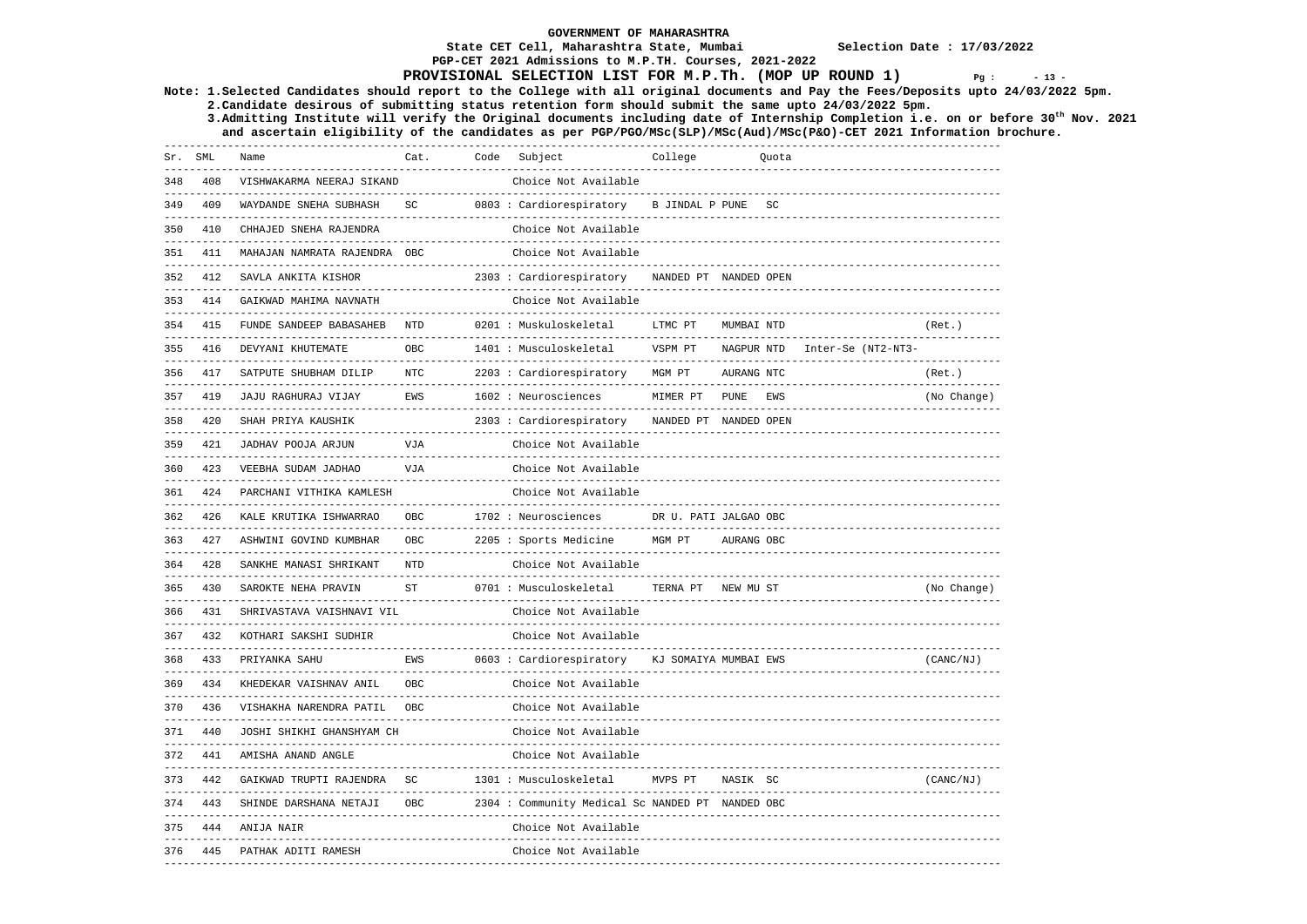# GOVERNMENT OF MAHARASHTRA

**State CET Cell, Maharashtra State, Mumbai** &nbsp;&nbsp;&nbsp; **Selection Date : 17/03/2022**

**PGP-CET 2021 Admissions to M.P.TH. Courses, 2021-2022**

## PROVISIONAL SELECTION LIST FOR M.P.Th. (MOP UP ROUND 1)

**Note: 1.Selected Candidates should report to the College with all original documents and Pay the Fees/Deposits upto 24/03/2022 5pm.**
**2.Candidate desirous of submitting status retention form should submit the same upto 24/03/2022 5pm.**
**3.Admitting Institute will verify the Original documents including date of Internship Completion i.e. on or before 30th Nov. 2021 and ascertain eligibility of the candidates as per PGP/PGO/MSc(SLP)/MSc(Aud)/MSc(P&O)-CET 2021 Information brochure.**

| Sr. | SML | Name | Cat. | Code | Subject | College | Quota | | |
|---|---|---|---|---|---|---|---|---|---|
| 348 | 408 | VISHWAKARMA NEERAJ SIKAND | | | Choice Not Available | | | | |
| 349 | 409 | WAYDANDE SNEHA SUBHASH | SC | 0803 | Cardiorespiratory | B JINDAL P PUNE | SC | | |
| 350 | 410 | CHHAJED SNEHA RAJENDRA | | | Choice Not Available | | | | |
| 351 | 411 | MAHAJAN NAMRATA RAJENDRA | OBC | | Choice Not Available | | | | |
| 352 | 412 | SAVLA ANKITA KISHOR | | 2303 | Cardiorespiratory | NANDED PT NANDED | OPEN | | |
| 353 | 414 | GAIKWAD MAHIMA NAVNATH | | | Choice Not Available | | | | |
| 354 | 415 | FUNDE SANDEEP BABASAHEB | NTD | 0201 | Muskuloskeletal | LTMC PT MUMBAI | NTD | | (Ret.) |
| 355 | 416 | DEVYANI KHUTEMATE | OBC | 1401 | Musculoskeletal | VSPM PT NAGPUR | NTD | Inter-Se (NT2-NT3- | |
| 356 | 417 | SATPUTE SHUBHAM DILIP | NTC | 2203 | Cardiorespiratory | MGM PT AURANG | NTC | | (Ret.) |
| 357 | 419 | JAJU RAGHURAJ VIJAY | EWS | 1602 | Neurosciences | MIMER PT PUNE | EWS | | (No Change) |
| 358 | 420 | SHAH PRIYA KAUSHIK | | 2303 | Cardiorespiratory | NANDED PT NANDED | OPEN | | |
| 359 | 421 | JADHAV POOJA ARJUN | VJA | | Choice Not Available | | | | |
| 360 | 423 | VEEBHA SUDAM JADHAO | VJA | | Choice Not Available | | | | |
| 361 | 424 | PARCHANI VITHIKA KAMLESH | | | Choice Not Available | | | | |
| 362 | 426 | KALE KRUTIKA ISHWARRAO | OBC | 1702 | Neurosciences | DR U. PATI JALGAO | OBC | | |
| 363 | 427 | ASHWINI GOVIND KUMBHAR | OBC | 2205 | Sports Medicine | MGM PT AURANG | OBC | | |
| 364 | 428 | SANKHE MANASI SHRIKANT | NTD | | Choice Not Available | | | | |
| 365 | 430 | SAROKTE NEHA PRAVIN | ST | 0701 | Musculoskeletal | TERNA PT NEW MU | ST | | (No Change) |
| 366 | 431 | SHRIVASTAVA VAISHNAVI VIL | | | Choice Not Available | | | | |
| 367 | 432 | KOTHARI SAKSHI SUDHIR | | | Choice Not Available | | | | |
| 368 | 433 | PRIYANKA SAHU | EWS | 0603 | Cardiorespiratory | KJ SOMAIYA MUMBAI | EWS | | (CANC/NJ) |
| 369 | 434 | KHEDEKAR VAISHNAV ANIL | OBC | | Choice Not Available | | | | |
| 370 | 436 | VISHAKHA NARENDRA PATIL | OBC | | Choice Not Available | | | | |
| 371 | 440 | JOSHI SHIKHI GHANSHYAM CH | | | Choice Not Available | | | | |
| 372 | 441 | AMISHA ANAND ANGLE | | | Choice Not Available | | | | |
| 373 | 442 | GAIKWAD TRUPTI RAJENDRA | SC | 1301 | Musculoskeletal | MVPS PT NASIK | SC | | (CANC/NJ) |
| 374 | 443 | SHINDE DARSHANA NETAJI | OBC | 2304 | Community Medical Sc | NANDED PT NANDED | OBC | | |
| 375 | 444 | ANIJA NAIR | | | Choice Not Available | | | | |
| 376 | 445 | PATHAK ADITI RAMESH | | | Choice Not Available | | | | |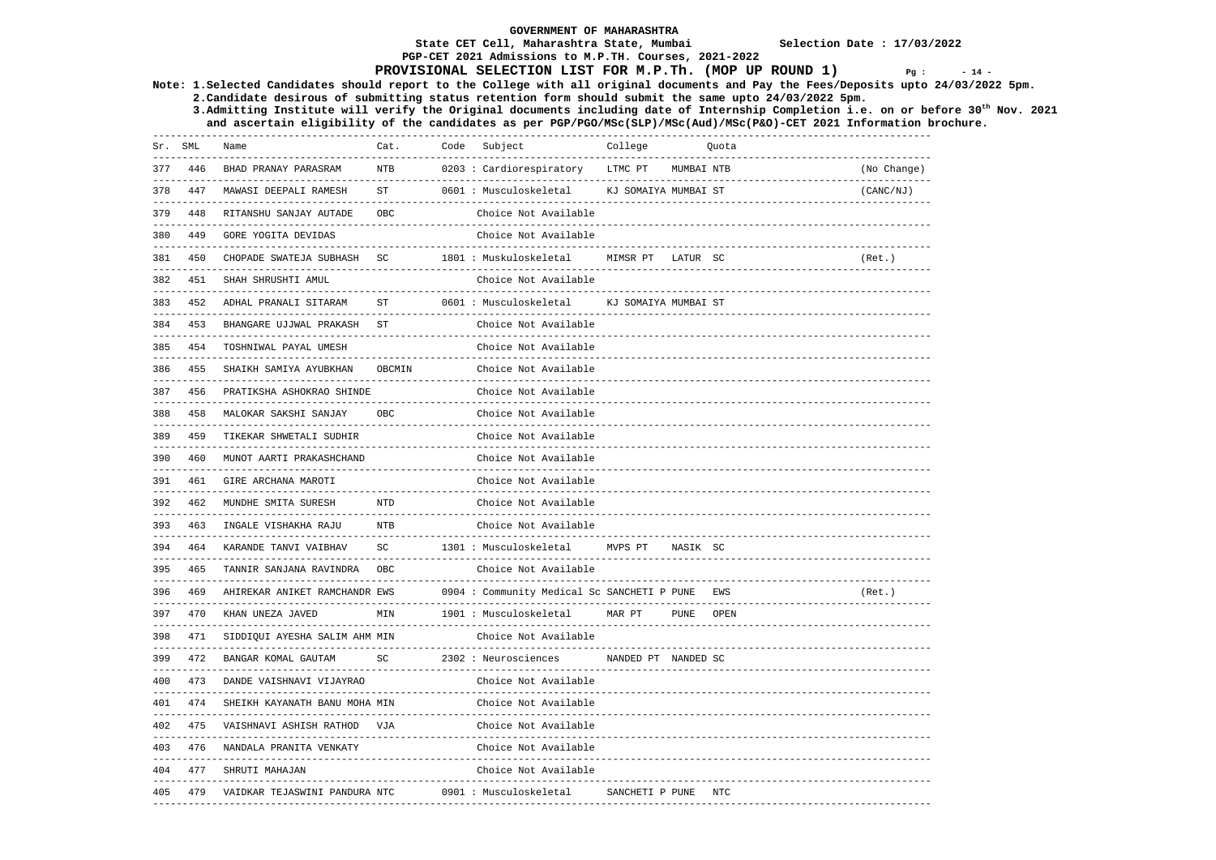GOVERNMENT OF MAHARASHTRA

State CET Cell, Maharashtra State, Mumbai — Selection Date : 17/03/2022

PGP-CET 2021 Admissions to M.P.TH. Courses, 2021-2022

# PROVISIONAL SELECTION LIST FOR M.P.Th. (MOP UP ROUND 1)

Note: 1.Selected Candidates should report to the College with all original documents and Pay the Fees/Deposits upto 24/03/2022 5pm.
2.Candidate desirous of submitting status retention form should submit the same upto 24/03/2022 5pm.
3.Admitting Institute will verify the Original documents including date of Internship Completion i.e. on or before 30th Nov. 2021 and ascertain eligibility of the candidates as per PGP/PGO/MSc(SLP)/MSc(Aud)/MSc(P&O)-CET 2021 Information brochure.

| Sr. | SML | Name | Cat. | Code | Subject | College | Quota | |
|---|---|---|---|---|---|---|---|---|
| 377 | 446 | BHAD PRANAY PARASRAM | NTB | 0203 | Cardiorespiratory | LTMC PT MUMBAI | NTB | (No Change) |
| 378 | 447 | MAWASI DEEPALI RAMESH | ST | 0601 | Musculoskeletal | KJ SOMAIYA MUMBAI | ST | (CANC/NJ) |
| 379 | 448 | RITANSHU SANJAY AUTADE | OBC | | Choice Not Available | | | |
| 380 | 449 | GORE YOGITA DEVIDAS | | | Choice Not Available | | | |
| 381 | 450 | CHOPADE SWATEJA SUBHASH | SC | 1801 | Muskuloskeletal | MIMSR PT LATUR | SC | (Ret.) |
| 382 | 451 | SHAH SHRUSHTI AMUL | | | Choice Not Available | | | |
| 383 | 452 | ADHAL PRANALI SITARAM | ST | 0601 | Musculoskeletal | KJ SOMAIYA MUMBAI | ST | |
| 384 | 453 | BHANGARE UJJWAL PRAKASH | ST | | Choice Not Available | | | |
| 385 | 454 | TOSHNIWAL PAYAL UMESH | | | Choice Not Available | | | |
| 386 | 455 | SHAIKH SAMIYA AYUBKHAN | OBCMIN | | Choice Not Available | | | |
| 387 | 456 | PRATIKSHA ASHOKRAO SHINDE | | | Choice Not Available | | | |
| 388 | 458 | MALOKAR SAKSHI SANJAY | OBC | | Choice Not Available | | | |
| 389 | 459 | TIKEKAR SHWETALI SUDHIR | | | Choice Not Available | | | |
| 390 | 460 | MUNOT AARTI PRAKASHCHAND | | | Choice Not Available | | | |
| 391 | 461 | GIRE ARCHANA MAROTI | | | Choice Not Available | | | |
| 392 | 462 | MUNDHE SMITA SURESH | NTD | | Choice Not Available | | | |
| 393 | 463 | INGALE VISHAKHA RAJU | NTB | | Choice Not Available | | | |
| 394 | 464 | KARANDE TANVI VAIBHAV | SC | 1301 | Musculoskeletal | MVPS PT NASIK | SC | |
| 395 | 465 | TANNIR SANJANA RAVINDRA | OBC | | Choice Not Available | | | |
| 396 | 469 | AHIREKAR ANIKET RAMCHANDR | EWS | 0904 | Community Medical Sc | SANCHETI P PUNE | EWS | (Ret.) |
| 397 | 470 | KHAN UNEZA JAVED | MIN | 1901 | Musculoskeletal | MAR PT PUNE | OPEN | |
| 398 | 471 | SIDDIQUI AYESHA SALIM AHM | MIN | | Choice Not Available | | | |
| 399 | 472 | BANGAR KOMAL GAUTAM | SC | 2302 | Neurosciences | NANDED PT NANDED | SC | |
| 400 | 473 | DANDE VAISHNAVI VIJAYRAO | | | Choice Not Available | | | |
| 401 | 474 | SHEIKH KAYANATH BANU MOHA | MIN | | Choice Not Available | | | |
| 402 | 475 | VAISHNAVI ASHISH RATHOD | VJA | | Choice Not Available | | | |
| 403 | 476 | NANDALA PRANITA VENKATY | | | Choice Not Available | | | |
| 404 | 477 | SHRUTI MAHAJAN | | | Choice Not Available | | | |
| 405 | 479 | VAIDKAR TEJASWINI PANDURA | NTC | 0901 | Musculoskeletal | SANCHETI P PUNE | NTC | |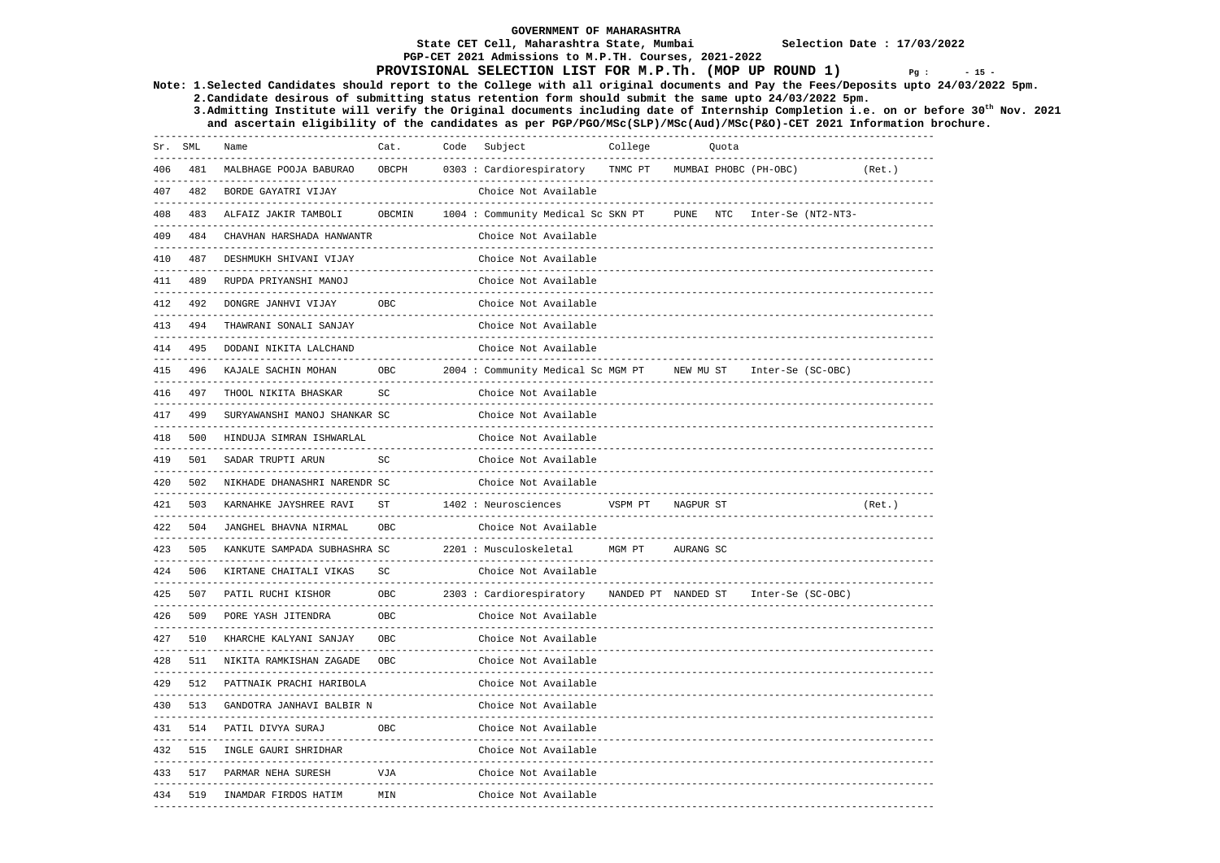# GOVERNMENT OF MAHARASHTRA

**State CET Cell, Maharashtra State, Mumbai** — **Selection Date : 17/03/2022**

**PGP-CET 2021 Admissions to M.P.TH. Courses, 2021-2022**

## PROVISIONAL SELECTION LIST FOR M.P.Th. (MOP UP ROUND 1)

**Note: 1.Selected Candidates should report to the College with all original documents and Pay the Fees/Deposits upto 24/03/2022 5pm.**

**2.Candidate desirous of submitting status retention form should submit the same upto 24/03/2022 5pm.**

**3.Admitting Institute will verify the Original documents including date of Internship Completion i.e. on or before 30th Nov. 2021 and ascertain eligibility of the candidates as per PGP/PGO/MSc(SLP)/MSc(Aud)/MSc(P&O)-CET 2021 Information brochure.**

| Sr. | SML | Name | Cat. | Code | Subject | College | Quota | | |
|---|---|---|---|---|---|---|---|---|---|
| 406 | 481 | MALBHAGE POOJA BABURAO | OBCPH | 0303 | Cardiorespiratory | TNMC PT | MUMBAI PHOBC (PH-OBC) | | (Ret.) |
| 407 | 482 | BORDE GAYATRI VIJAY | | | Choice Not Available | | | | |
| 408 | 483 | ALFAIZ JAKIR TAMBOLI | OBCMIN | 1004 | Community Medical Sc | SKN PT | PUNE NTC | Inter-Se (NT2-NT3- | |
| 409 | 484 | CHAVHAN HARSHADA HANWANTR | | | Choice Not Available | | | | |
| 410 | 487 | DESHMUKH SHIVANI VIJAY | | | Choice Not Available | | | | |
| 411 | 489 | RUPDA PRIYANSHI MANOJ | | | Choice Not Available | | | | |
| 412 | 492 | DONGRE JANHVI VIJAY | OBC | | Choice Not Available | | | | |
| 413 | 494 | THAWRANI SONALI SANJAY | | | Choice Not Available | | | | |
| 414 | 495 | DODANI NIKITA LALCHAND | | | Choice Not Available | | | | |
| 415 | 496 | KAJALE SACHIN MOHAN | OBC | 2004 | Community Medical Sc | MGM PT | NEW MU ST | Inter-Se (SC-OBC) | |
| 416 | 497 | THOOL NIKITA BHASKAR | SC | | Choice Not Available | | | | |
| 417 | 499 | SURYAWANSHI MANOJ SHANKAR | SC | | Choice Not Available | | | | |
| 418 | 500 | HINDUJA SIMRAN ISHWARLAL | | | Choice Not Available | | | | |
| 419 | 501 | SADAR TRUPTI ARUN | SC | | Choice Not Available | | | | |
| 420 | 502 | NIKHADE DHANASHRI NARENDR | SC | | Choice Not Available | | | | |
| 421 | 503 | KARNAHKE JAYSHREE RAVI | ST | 1402 | Neurosciences | VSPM PT | NAGPUR ST | | (Ret.) |
| 422 | 504 | JANGHEL BHAVNA NIRMAL | OBC | | Choice Not Available | | | | |
| 423 | 505 | KANKUTE SAMPADA SUBHASHRA | SC | 2201 | Musculoskeletal | MGM PT | AURANG SC | | |
| 424 | 506 | KIRTANE CHAITALI VIKAS | SC | | Choice Not Available | | | | |
| 425 | 507 | PATIL RUCHI KISHOR | OBC | 2303 | Cardiorespiratory | NANDED PT | NANDED ST | Inter-Se (SC-OBC) | |
| 426 | 509 | PORE YASH JITENDRA | OBC | | Choice Not Available | | | | |
| 427 | 510 | KHARCHE KALYANI SANJAY | OBC | | Choice Not Available | | | | |
| 428 | 511 | NIKITA RAMKISHAN ZAGADE | OBC | | Choice Not Available | | | | |
| 429 | 512 | PATTNAIK PRACHI HARIBOLA | | | Choice Not Available | | | | |
| 430 | 513 | GANDOTRA JANHAVI BALBIR N | | | Choice Not Available | | | | |
| 431 | 514 | PATIL DIVYA SURAJ | OBC | | Choice Not Available | | | | |
| 432 | 515 | INGLE GAURI SHRIDHAR | | | Choice Not Available | | | | |
| 433 | 517 | PARMAR NEHA SURESH | VJA | | Choice Not Available | | | | |
| 434 | 519 | INAMDAR FIRDOS HATIM | MIN | | Choice Not Available | | | | |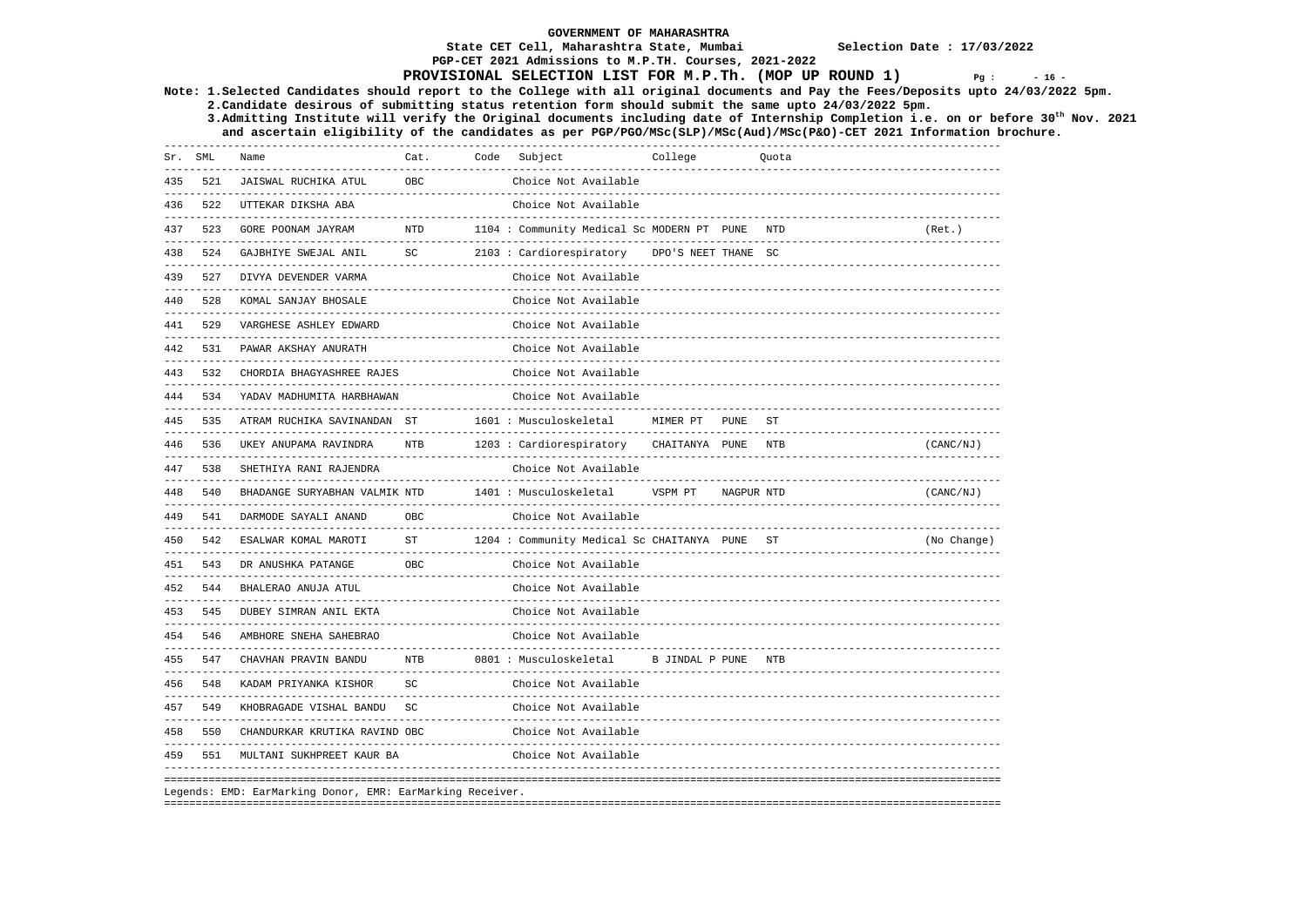**GOVERNMENT OF MAHARASHTRA**

**State CET Cell, Maharashtra State, Mumbai** **Selection Date : 17/03/2022**

**PGP-CET 2021 Admissions to M.P.TH. Courses, 2021-2022**

## PROVISIONAL SELECTION LIST FOR M.P.Th. (MOP UP ROUND 1)

**Note: 1.Selected Candidates should report to the College with all original documents and Pay the Fees/Deposits upto 24/03/2022 5pm.**
**2.Candidate desirous of submitting status retention form should submit the same upto 24/03/2022 5pm.**
**3.Admitting Institute will verify the Original documents including date of Internship Completion i.e. on or before 30th Nov. 2021 and ascertain eligibility of the candidates as per PGP/PGO/MSc(SLP)/MSc(Aud)/MSc(P&O)-CET 2021 Information brochure.**

| Sr. | SML | Name | Cat. | Code | Subject | College | Quota | |
|---|---|---|---|---|---|---|---|---|
| 435 | 521 | JAISWAL RUCHIKA ATUL | OBC | | Choice Not Available | | | |
| 436 | 522 | UTTEKAR DIKSHA ABA | | | Choice Not Available | | | |
| 437 | 523 | GORE POONAM JAYRAM | NTD | 1104 | Community Medical Sc | MODERN PT PUNE | NTD | (Ret.) |
| 438 | 524 | GAJBHIYE SWEJAL ANIL | SC | 2103 | Cardiorespiratory | DPO'S NEET THANE | SC | |
| 439 | 527 | DIVYA DEVENDER VARMA | | | Choice Not Available | | | |
| 440 | 528 | KOMAL SANJAY BHOSALE | | | Choice Not Available | | | |
| 441 | 529 | VARGHESE ASHLEY EDWARD | | | Choice Not Available | | | |
| 442 | 531 | PAWAR AKSHAY ANURATH | | | Choice Not Available | | | |
| 443 | 532 | CHORDIA BHAGYASHREE RAJES | | | Choice Not Available | | | |
| 444 | 534 | YADAV MADHUMITA HARBHAWAN | | | Choice Not Available | | | |
| 445 | 535 | ATRAM RUCHIKA SAVINANDAN | ST | 1601 | Musculoskeletal | MIMER PT PUNE | ST | |
| 446 | 536 | UKEY ANUPAMA RAVINDRA | NTB | 1203 | Cardiorespiratory | CHAITANYA PUNE | NTB | (CANC/NJ) |
| 447 | 538 | SHETHIYA RANI RAJENDRA | | | Choice Not Available | | | |
| 448 | 540 | BHADANGE SURYABHAN VALMIK | NTD | 1401 | Musculoskeletal | VSPM PT NAGPUR | NTD | (CANC/NJ) |
| 449 | 541 | DARMODE SAYALI ANAND | OBC | | Choice Not Available | | | |
| 450 | 542 | ESALWAR KOMAL MAROTI | ST | 1204 | Community Medical Sc | CHAITANYA PUNE | ST | (No Change) |
| 451 | 543 | DR ANUSHKA PATANGE | OBC | | Choice Not Available | | | |
| 452 | 544 | BHALERAO ANUJA ATUL | | | Choice Not Available | | | |
| 453 | 545 | DUBEY SIMRAN ANIL EKTA | | | Choice Not Available | | | |
| 454 | 546 | AMBHORE SNEHA SAHEBRAO | | | Choice Not Available | | | |
| 455 | 547 | CHAVHAN PRAVIN BANDU | NTB | 0801 | Musculoskeletal | B JINDAL P PUNE | NTB | |
| 456 | 548 | KADAM PRIYANKA KISHOR | SC | | Choice Not Available | | | |
| 457 | 549 | KHOBRAGADE VISHAL BANDU | SC | | Choice Not Available | | | |
| 458 | 550 | CHANDURKAR KRUTIKA RAVIND | OBC | | Choice Not Available | | | |
| 459 | 551 | MULTANI SUKHPREET KAUR BA | | | Choice Not Available | | | |

Legends: EMD: EarMarking Donor, EMR: EarMarking Receiver.